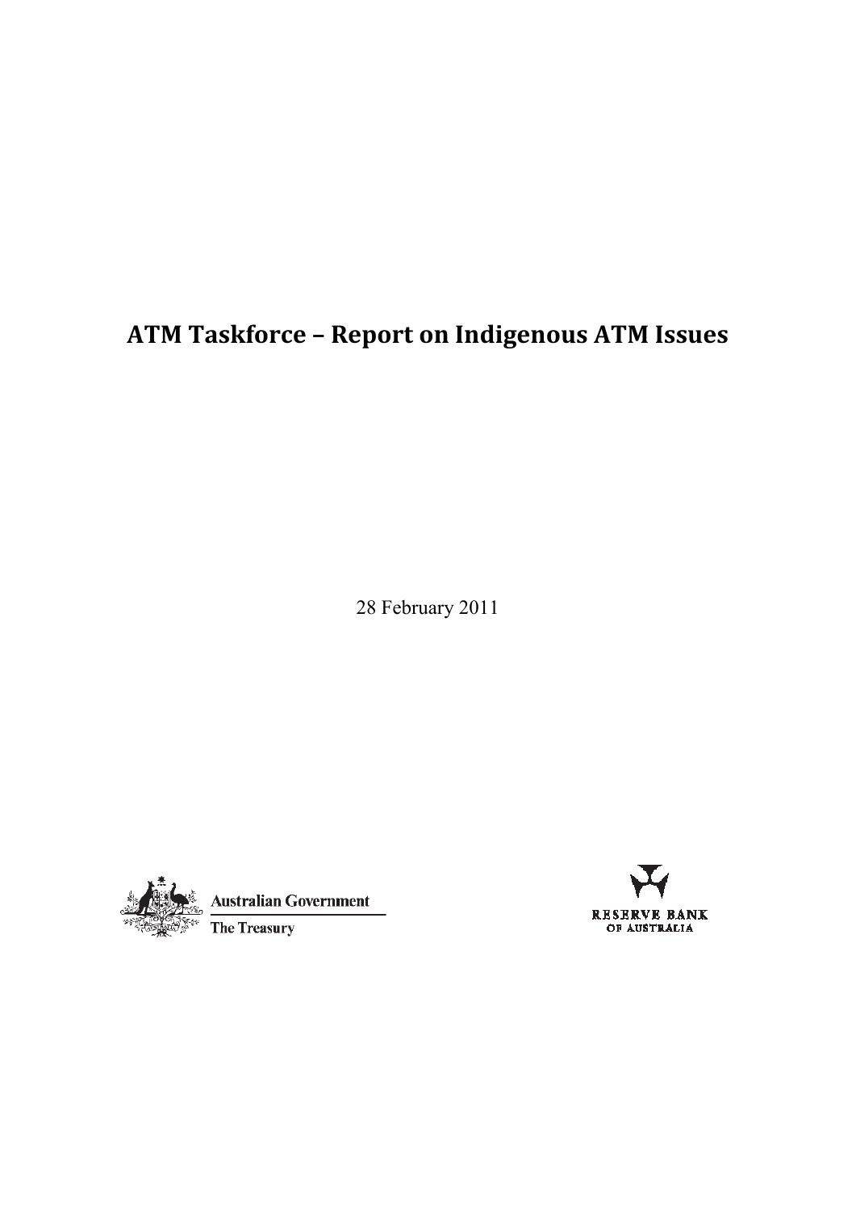# ATM Taskforce – Report on Indigenous ATM Issues

28 February 2011

Australian Government

The Treasury

RESERVE BANK OF AUSTRALIA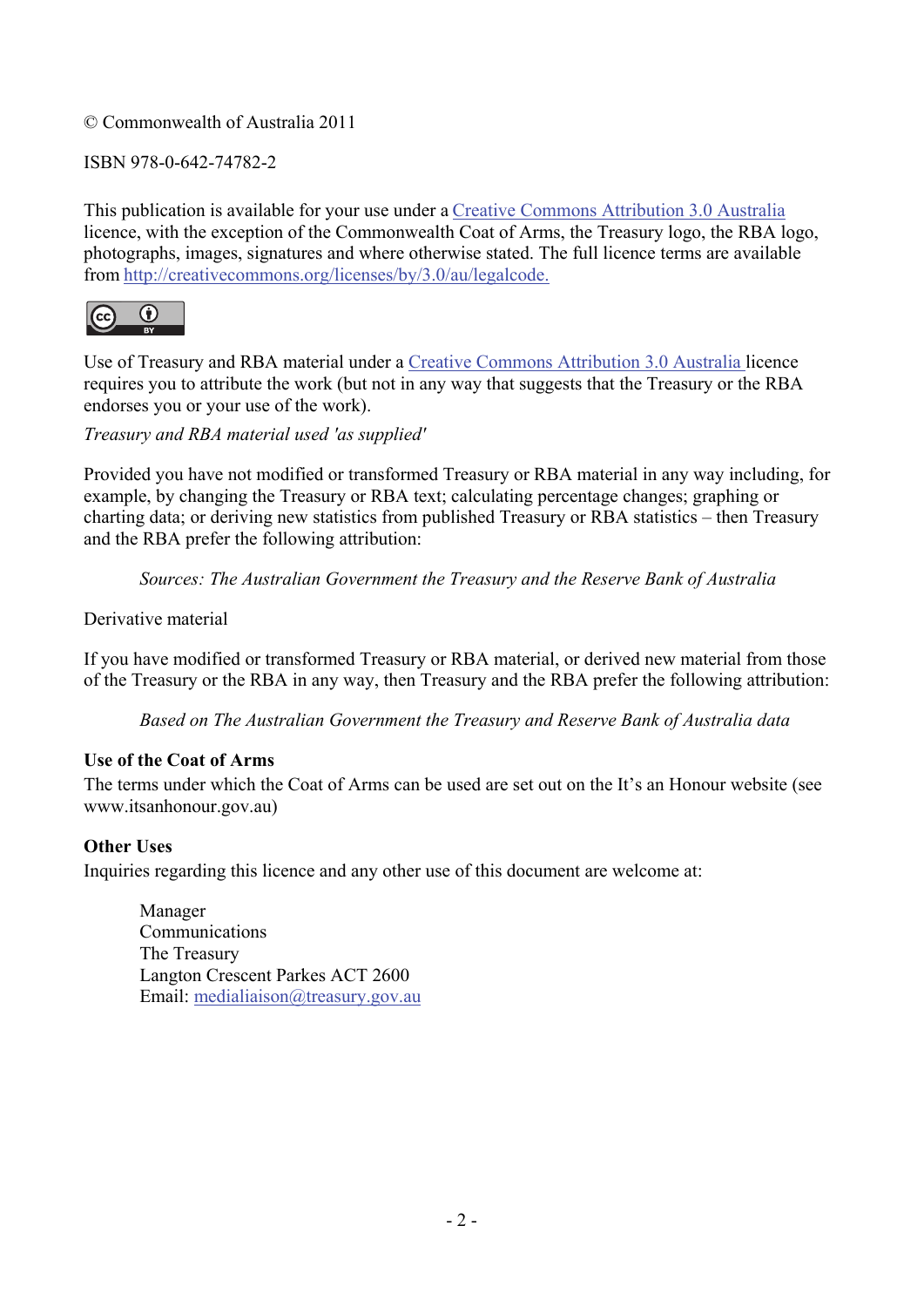© Commonwealth of Australia 2011

ISBN 978-0-642-74782-2

This publication is available for your use under a [Creative Commons Attribution 3.0 Australia](http://creativecommons.org/licenses/by/3.0/au/legalcode) licence, with the exception of the Commonwealth Coat of Arms, the Treasury logo, the RBA logo, photographs, images, signatures and where otherwise stated. The full licence terms are available from http://creativecommons.org/licenses/by/3.0/au/legalcode.

Use of Treasury and RBA material under a Creative Commons Attribution 3.0 Australia licence requires you to attribute the work (but not in any way that suggests that the Treasury or the RBA endorses you or your use of the work).

*Treasury and RBA material used 'as supplied'*

Provided you have not modified or transformed Treasury or RBA material in any way including, for example, by changing the Treasury or RBA text; calculating percentage changes; graphing or charting data; or deriving new statistics from published Treasury or RBA statistics – then Treasury and the RBA prefer the following attribution:

> *Sources: The Australian Government the Treasury and the Reserve Bank of Australia*

Derivative material

If you have modified or transformed Treasury or RBA material, or derived new material from those of the Treasury or the RBA in any way, then Treasury and the RBA prefer the following attribution:

> *Based on The Australian Government the Treasury and Reserve Bank of Australia data*

**Use of the Coat of Arms**
The terms under which the Coat of Arms can be used are set out on the It's an Honour website (see www.itsanhonour.gov.au)

**Other Uses**
Inquiries regarding this licence and any other use of this document are welcome at:

> Manager
> Communications
> The Treasury
> Langton Crescent Parkes ACT 2600
> Email: medialiaison@treasury.gov.au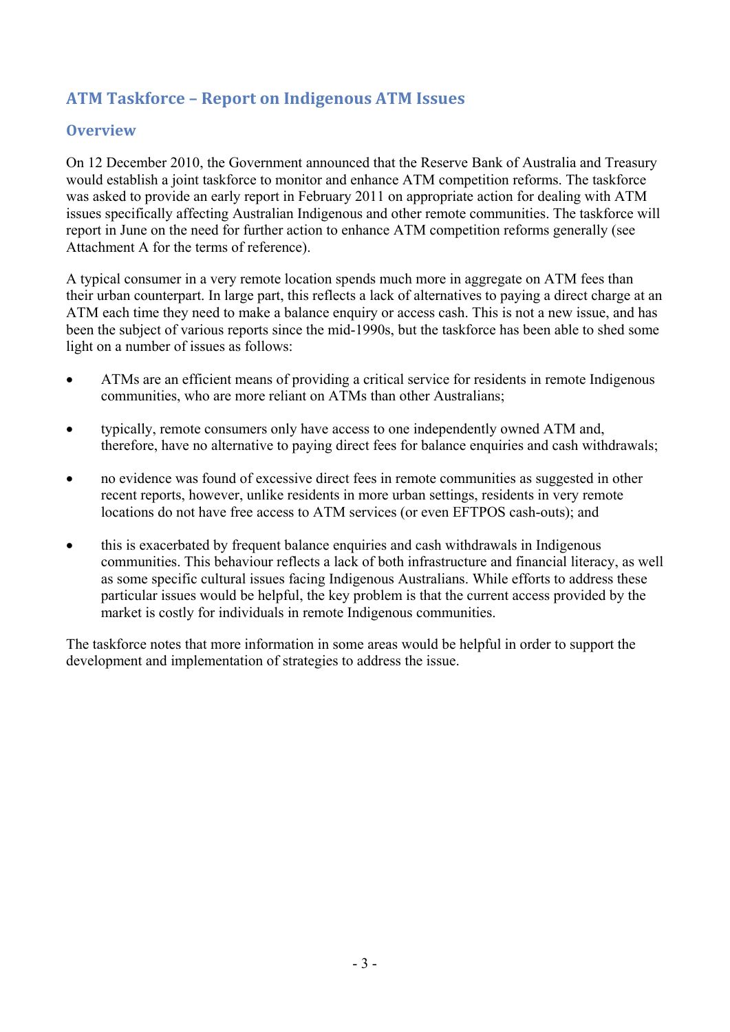# ATM Taskforce – Report on Indigenous ATM Issues

## Overview

On 12 December 2010, the Government announced that the Reserve Bank of Australia and Treasury would establish a joint taskforce to monitor and enhance ATM competition reforms. The taskforce was asked to provide an early report in February 2011 on appropriate action for dealing with ATM issues specifically affecting Australian Indigenous and other remote communities. The taskforce will report in June on the need for further action to enhance ATM competition reforms generally (see Attachment A for the terms of reference).

A typical consumer in a very remote location spends much more in aggregate on ATM fees than their urban counterpart. In large part, this reflects a lack of alternatives to paying a direct charge at an ATM each time they need to make a balance enquiry or access cash. This is not a new issue, and has been the subject of various reports since the mid-1990s, but the taskforce has been able to shed some light on a number of issues as follows:

- ATMs are an efficient means of providing a critical service for residents in remote Indigenous communities, who are more reliant on ATMs than other Australians;
- typically, remote consumers only have access to one independently owned ATM and, therefore, have no alternative to paying direct fees for balance enquiries and cash withdrawals;
- no evidence was found of excessive direct fees in remote communities as suggested in other recent reports, however, unlike residents in more urban settings, residents in very remote locations do not have free access to ATM services (or even EFTPOS cash-outs); and
- this is exacerbated by frequent balance enquiries and cash withdrawals in Indigenous communities. This behaviour reflects a lack of both infrastructure and financial literacy, as well as some specific cultural issues facing Indigenous Australians. While efforts to address these particular issues would be helpful, the key problem is that the current access provided by the market is costly for individuals in remote Indigenous communities.

The taskforce notes that more information in some areas would be helpful in order to support the development and implementation of strategies to address the issue.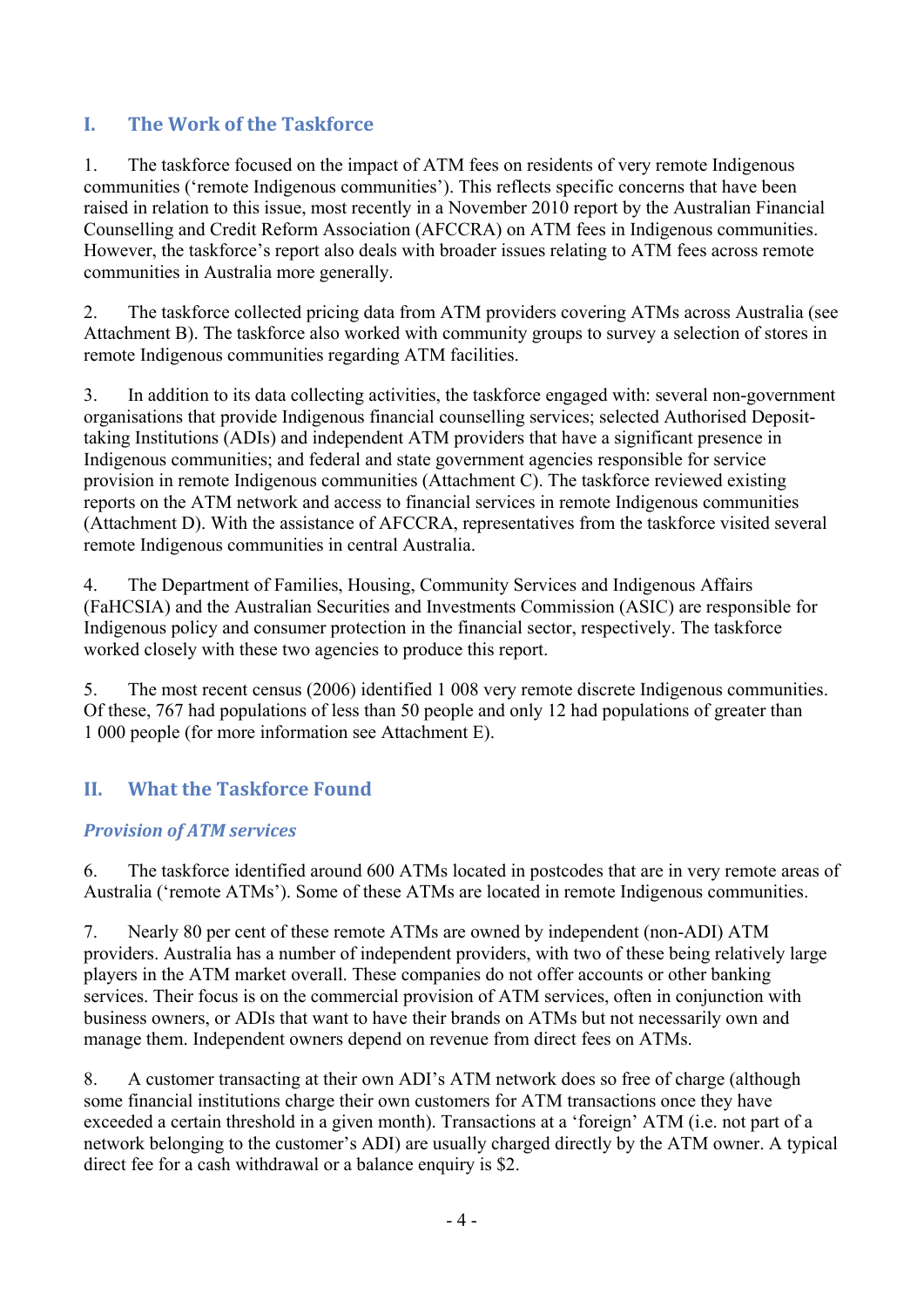## I. The Work of the Taskforce

1. The taskforce focused on the impact of ATM fees on residents of very remote Indigenous communities ('remote Indigenous communities'). This reflects specific concerns that have been raised in relation to this issue, most recently in a November 2010 report by the Australian Financial Counselling and Credit Reform Association (AFCCRA) on ATM fees in Indigenous communities. However, the taskforce's report also deals with broader issues relating to ATM fees across remote communities in Australia more generally.

2. The taskforce collected pricing data from ATM providers covering ATMs across Australia (see Attachment B). The taskforce also worked with community groups to survey a selection of stores in remote Indigenous communities regarding ATM facilities.

3. In addition to its data collecting activities, the taskforce engaged with: several non-government organisations that provide Indigenous financial counselling services; selected Authorised Deposit-taking Institutions (ADIs) and independent ATM providers that have a significant presence in Indigenous communities; and federal and state government agencies responsible for service provision in remote Indigenous communities (Attachment C). The taskforce reviewed existing reports on the ATM network and access to financial services in remote Indigenous communities (Attachment D). With the assistance of AFCCRA, representatives from the taskforce visited several remote Indigenous communities in central Australia.

4. The Department of Families, Housing, Community Services and Indigenous Affairs (FaHCSIA) and the Australian Securities and Investments Commission (ASIC) are responsible for Indigenous policy and consumer protection in the financial sector, respectively. The taskforce worked closely with these two agencies to produce this report.

5. The most recent census (2006) identified 1 008 very remote discrete Indigenous communities. Of these, 767 had populations of less than 50 people and only 12 had populations of greater than 1 000 people (for more information see Attachment E).

## II. What the Taskforce Found

### *Provision of ATM services*

6. The taskforce identified around 600 ATMs located in postcodes that are in very remote areas of Australia ('remote ATMs'). Some of these ATMs are located in remote Indigenous communities.

7. Nearly 80 per cent of these remote ATMs are owned by independent (non-ADI) ATM providers. Australia has a number of independent providers, with two of these being relatively large players in the ATM market overall. These companies do not offer accounts or other banking services. Their focus is on the commercial provision of ATM services, often in conjunction with business owners, or ADIs that want to have their brands on ATMs but not necessarily own and manage them. Independent owners depend on revenue from direct fees on ATMs.

8. A customer transacting at their own ADI's ATM network does so free of charge (although some financial institutions charge their own customers for ATM transactions once they have exceeded a certain threshold in a given month). Transactions at a 'foreign' ATM (i.e. not part of a network belonging to the customer's ADI) are usually charged directly by the ATM owner. A typical direct fee for a cash withdrawal or a balance enquiry is $2.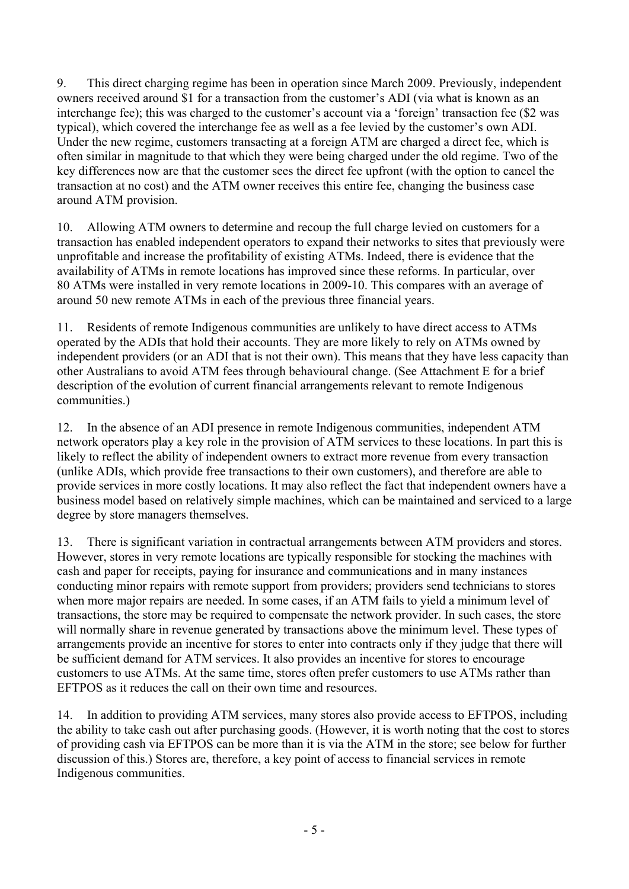9. This direct charging regime has been in operation since March 2009. Previously, independent owners received around $1 for a transaction from the customer's ADI (via what is known as an interchange fee); this was charged to the customer's account via a 'foreign' transaction fee ($2 was typical), which covered the interchange fee as well as a fee levied by the customer's own ADI. Under the new regime, customers transacting at a foreign ATM are charged a direct fee, which is often similar in magnitude to that which they were being charged under the old regime. Two of the key differences now are that the customer sees the direct fee upfront (with the option to cancel the transaction at no cost) and the ATM owner receives this entire fee, changing the business case around ATM provision.

10. Allowing ATM owners to determine and recoup the full charge levied on customers for a transaction has enabled independent operators to expand their networks to sites that previously were unprofitable and increase the profitability of existing ATMs. Indeed, there is evidence that the availability of ATMs in remote locations has improved since these reforms. In particular, over 80 ATMs were installed in very remote locations in 2009-10. This compares with an average of around 50 new remote ATMs in each of the previous three financial years.

11. Residents of remote Indigenous communities are unlikely to have direct access to ATMs operated by the ADIs that hold their accounts. They are more likely to rely on ATMs owned by independent providers (or an ADI that is not their own). This means that they have less capacity than other Australians to avoid ATM fees through behavioural change. (See Attachment E for a brief description of the evolution of current financial arrangements relevant to remote Indigenous communities.)

12. In the absence of an ADI presence in remote Indigenous communities, independent ATM network operators play a key role in the provision of ATM services to these locations. In part this is likely to reflect the ability of independent owners to extract more revenue from every transaction (unlike ADIs, which provide free transactions to their own customers), and therefore are able to provide services in more costly locations. It may also reflect the fact that independent owners have a business model based on relatively simple machines, which can be maintained and serviced to a large degree by store managers themselves.

13. There is significant variation in contractual arrangements between ATM providers and stores. However, stores in very remote locations are typically responsible for stocking the machines with cash and paper for receipts, paying for insurance and communications and in many instances conducting minor repairs with remote support from providers; providers send technicians to stores when more major repairs are needed. In some cases, if an ATM fails to yield a minimum level of transactions, the store may be required to compensate the network provider. In such cases, the store will normally share in revenue generated by transactions above the minimum level. These types of arrangements provide an incentive for stores to enter into contracts only if they judge that there will be sufficient demand for ATM services. It also provides an incentive for stores to encourage customers to use ATMs. At the same time, stores often prefer customers to use ATMs rather than EFTPOS as it reduces the call on their own time and resources.

14. In addition to providing ATM services, many stores also provide access to EFTPOS, including the ability to take cash out after purchasing goods. (However, it is worth noting that the cost to stores of providing cash via EFTPOS can be more than it is via the ATM in the store; see below for further discussion of this.) Stores are, therefore, a key point of access to financial services in remote Indigenous communities.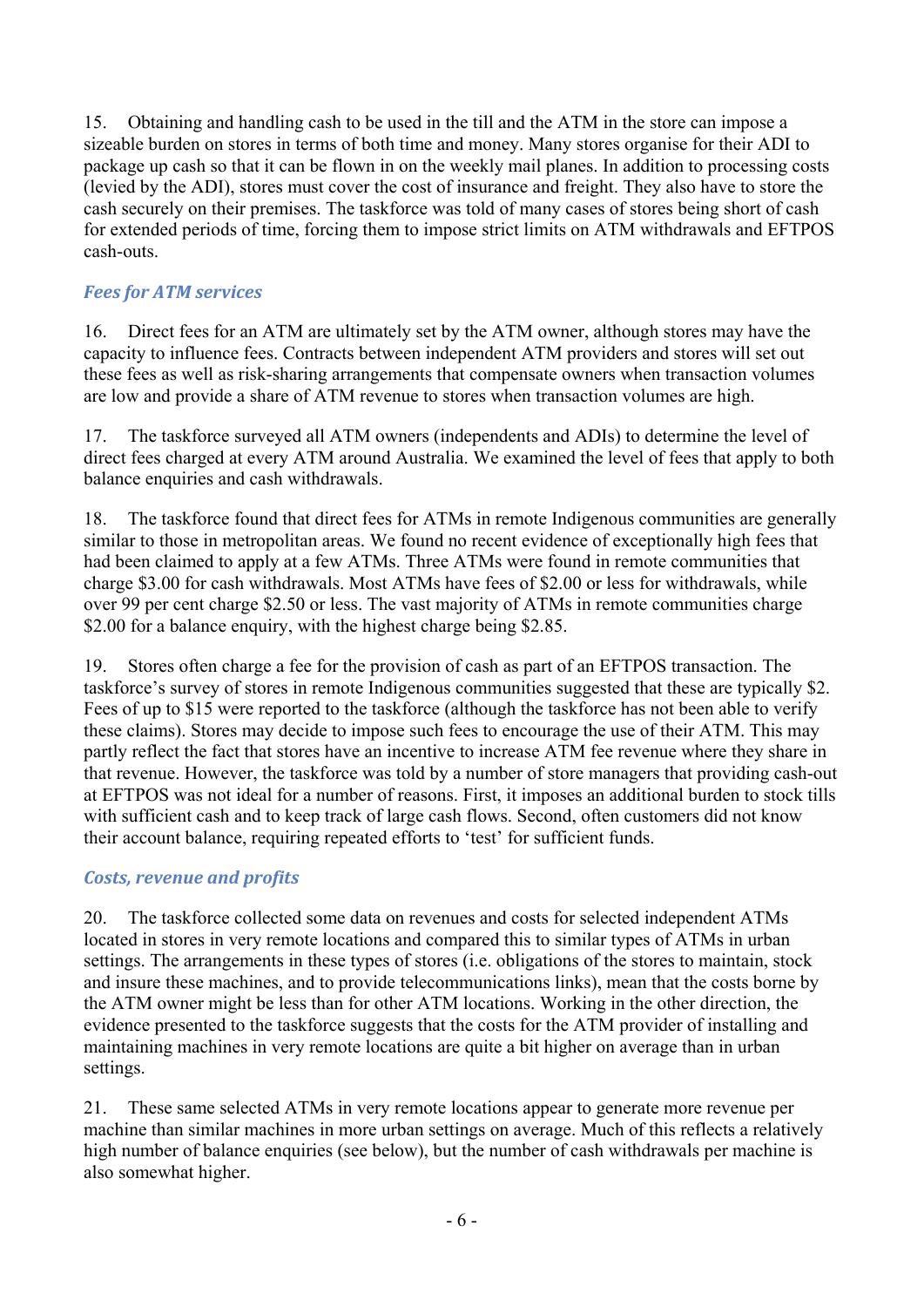15. Obtaining and handling cash to be used in the till and the ATM in the store can impose a sizeable burden on stores in terms of both time and money. Many stores organise for their ADI to package up cash so that it can be flown in on the weekly mail planes. In addition to processing costs (levied by the ADI), stores must cover the cost of insurance and freight. They also have to store the cash securely on their premises. The taskforce was told of many cases of stores being short of cash for extended periods of time, forcing them to impose strict limits on ATM withdrawals and EFTPOS cash-outs.

### *Fees for ATM services*

16. Direct fees for an ATM are ultimately set by the ATM owner, although stores may have the capacity to influence fees. Contracts between independent ATM providers and stores will set out these fees as well as risk-sharing arrangements that compensate owners when transaction volumes are low and provide a share of ATM revenue to stores when transaction volumes are high.

17. The taskforce surveyed all ATM owners (independents and ADIs) to determine the level of direct fees charged at every ATM around Australia. We examined the level of fees that apply to both balance enquiries and cash withdrawals.

18. The taskforce found that direct fees for ATMs in remote Indigenous communities are generally similar to those in metropolitan areas. We found no recent evidence of exceptionally high fees that had been claimed to apply at a few ATMs. Three ATMs were found in remote communities that charge $3.00 for cash withdrawals. Most ATMs have fees of $2.00 or less for withdrawals, while over 99 per cent charge $2.50 or less. The vast majority of ATMs in remote communities charge $2.00 for a balance enquiry, with the highest charge being $2.85.

19. Stores often charge a fee for the provision of cash as part of an EFTPOS transaction. The taskforce's survey of stores in remote Indigenous communities suggested that these are typically $2. Fees of up to $15 were reported to the taskforce (although the taskforce has not been able to verify these claims). Stores may decide to impose such fees to encourage the use of their ATM. This may partly reflect the fact that stores have an incentive to increase ATM fee revenue where they share in that revenue. However, the taskforce was told by a number of store managers that providing cash-out at EFTPOS was not ideal for a number of reasons. First, it imposes an additional burden to stock tills with sufficient cash and to keep track of large cash flows. Second, often customers did not know their account balance, requiring repeated efforts to 'test' for sufficient funds.

### *Costs, revenue and profits*

20. The taskforce collected some data on revenues and costs for selected independent ATMs located in stores in very remote locations and compared this to similar types of ATMs in urban settings. The arrangements in these types of stores (i.e. obligations of the stores to maintain, stock and insure these machines, and to provide telecommunications links), mean that the costs borne by the ATM owner might be less than for other ATM locations. Working in the other direction, the evidence presented to the taskforce suggests that the costs for the ATM provider of installing and maintaining machines in very remote locations are quite a bit higher on average than in urban settings.

21. These same selected ATMs in very remote locations appear to generate more revenue per machine than similar machines in more urban settings on average. Much of this reflects a relatively high number of balance enquiries (see below), but the number of cash withdrawals per machine is also somewhat higher.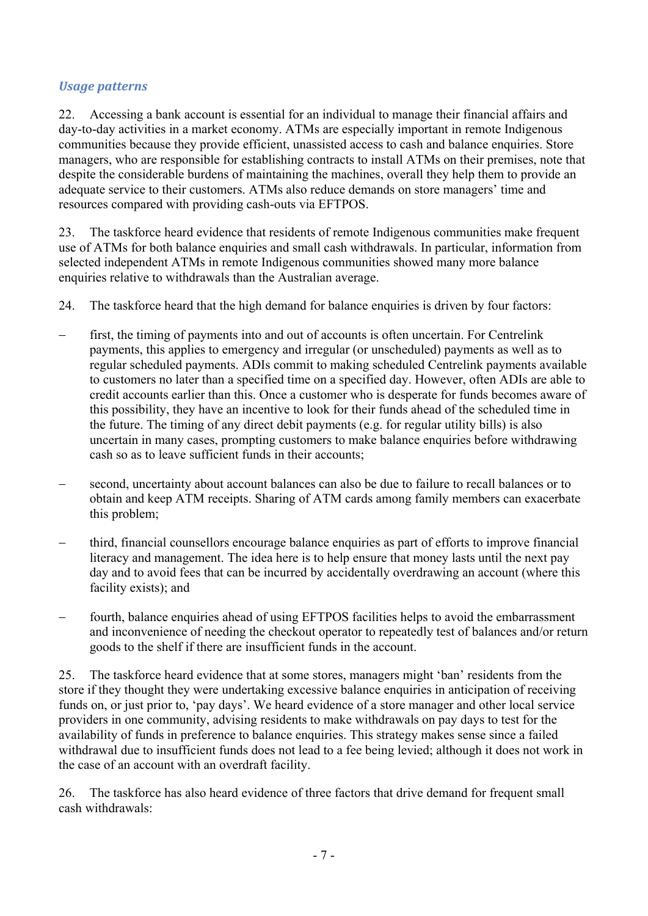### *Usage patterns*

22. Accessing a bank account is essential for an individual to manage their financial affairs and day-to-day activities in a market economy. ATMs are especially important in remote Indigenous communities because they provide efficient, unassisted access to cash and balance enquiries. Store managers, who are responsible for establishing contracts to install ATMs on their premises, note that despite the considerable burdens of maintaining the machines, overall they help them to provide an adequate service to their customers. ATMs also reduce demands on store managers' time and resources compared with providing cash-outs via EFTPOS.

23. The taskforce heard evidence that residents of remote Indigenous communities make frequent use of ATMs for both balance enquiries and small cash withdrawals. In particular, information from selected independent ATMs in remote Indigenous communities showed many more balance enquiries relative to withdrawals than the Australian average.

24. The taskforce heard that the high demand for balance enquiries is driven by four factors:

– first, the timing of payments into and out of accounts is often uncertain. For Centrelink payments, this applies to emergency and irregular (or unscheduled) payments as well as to regular scheduled payments. ADIs commit to making scheduled Centrelink payments available to customers no later than a specified time on a specified day. However, often ADIs are able to credit accounts earlier than this. Once a customer who is desperate for funds becomes aware of this possibility, they have an incentive to look for their funds ahead of the scheduled time in the future. The timing of any direct debit payments (e.g. for regular utility bills) is also uncertain in many cases, prompting customers to make balance enquiries before withdrawing cash so as to leave sufficient funds in their accounts;

– second, uncertainty about account balances can also be due to failure to recall balances or to obtain and keep ATM receipts. Sharing of ATM cards among family members can exacerbate this problem;

– third, financial counsellors encourage balance enquiries as part of efforts to improve financial literacy and management. The idea here is to help ensure that money lasts until the next pay day and to avoid fees that can be incurred by accidentally overdrawing an account (where this facility exists); and

– fourth, balance enquiries ahead of using EFTPOS facilities helps to avoid the embarrassment and inconvenience of needing the checkout operator to repeatedly test of balances and/or return goods to the shelf if there are insufficient funds in the account.

25. The taskforce heard evidence that at some stores, managers might 'ban' residents from the store if they thought they were undertaking excessive balance enquiries in anticipation of receiving funds on, or just prior to, 'pay days'. We heard evidence of a store manager and other local service providers in one community, advising residents to make withdrawals on pay days to test for the availability of funds in preference to balance enquiries. This strategy makes sense since a failed withdrawal due to insufficient funds does not lead to a fee being levied; although it does not work in the case of an account with an overdraft facility.

26. The taskforce has also heard evidence of three factors that drive demand for frequent small cash withdrawals: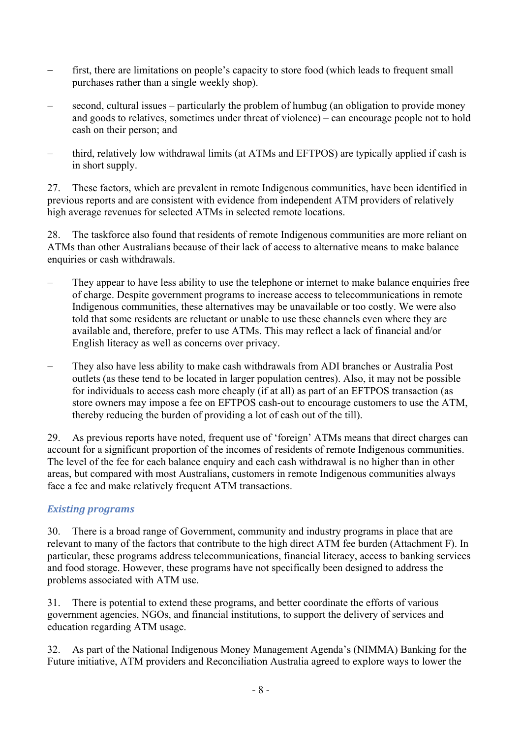- first, there are limitations on people's capacity to store food (which leads to frequent small purchases rather than a single weekly shop).
- second, cultural issues – particularly the problem of humbug (an obligation to provide money and goods to relatives, sometimes under threat of violence) – can encourage people not to hold cash on their person; and
- third, relatively low withdrawal limits (at ATMs and EFTPOS) are typically applied if cash is in short supply.

27. These factors, which are prevalent in remote Indigenous communities, have been identified in previous reports and are consistent with evidence from independent ATM providers of relatively high average revenues for selected ATMs in selected remote locations.

28. The taskforce also found that residents of remote Indigenous communities are more reliant on ATMs than other Australians because of their lack of access to alternative means to make balance enquiries or cash withdrawals.

- They appear to have less ability to use the telephone or internet to make balance enquiries free of charge. Despite government programs to increase access to telecommunications in remote Indigenous communities, these alternatives may be unavailable or too costly. We were also told that some residents are reluctant or unable to use these channels even where they are available and, therefore, prefer to use ATMs. This may reflect a lack of financial and/or English literacy as well as concerns over privacy.
- They also have less ability to make cash withdrawals from ADI branches or Australia Post outlets (as these tend to be located in larger population centres). Also, it may not be possible for individuals to access cash more cheaply (if at all) as part of an EFTPOS transaction (as store owners may impose a fee on EFTPOS cash-out to encourage customers to use the ATM, thereby reducing the burden of providing a lot of cash out of the till).

29. As previous reports have noted, frequent use of 'foreign' ATMs means that direct charges can account for a significant proportion of the incomes of residents of remote Indigenous communities. The level of the fee for each balance enquiry and each cash withdrawal is no higher than in other areas, but compared with most Australians, customers in remote Indigenous communities always face a fee and make relatively frequent ATM transactions.

### *Existing programs*

30. There is a broad range of Government, community and industry programs in place that are relevant to many of the factors that contribute to the high direct ATM fee burden (Attachment F). In particular, these programs address telecommunications, financial literacy, access to banking services and food storage. However, these programs have not specifically been designed to address the problems associated with ATM use.

31. There is potential to extend these programs, and better coordinate the efforts of various government agencies, NGOs, and financial institutions, to support the delivery of services and education regarding ATM usage.

32. As part of the National Indigenous Money Management Agenda's (NIMMA) Banking for the Future initiative, ATM providers and Reconciliation Australia agreed to explore ways to lower the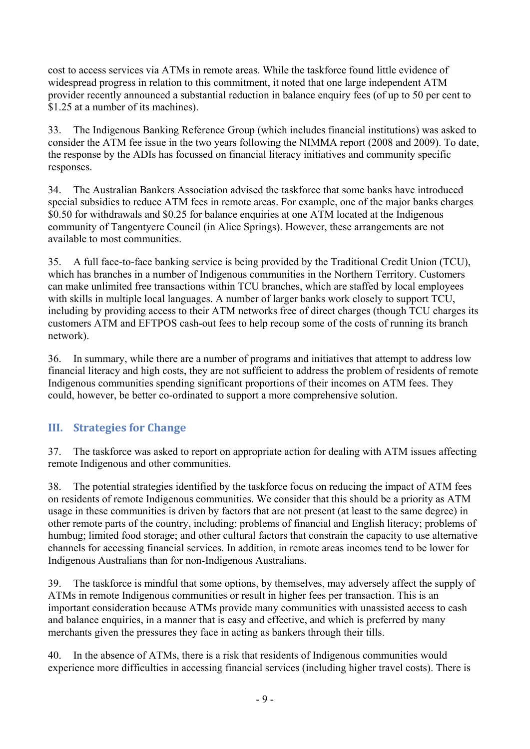cost to access services via ATMs in remote areas. While the taskforce found little evidence of widespread progress in relation to this commitment, it noted that one large independent ATM provider recently announced a substantial reduction in balance enquiry fees (of up to 50 per cent to $1.25 at a number of its machines).

33. The Indigenous Banking Reference Group (which includes financial institutions) was asked to consider the ATM fee issue in the two years following the NIMMA report (2008 and 2009). To date, the response by the ADIs has focussed on financial literacy initiatives and community specific responses.

34. The Australian Bankers Association advised the taskforce that some banks have introduced special subsidies to reduce ATM fees in remote areas. For example, one of the major banks charges $0.50 for withdrawals and $0.25 for balance enquiries at one ATM located at the Indigenous community of Tangentyere Council (in Alice Springs). However, these arrangements are not available to most communities.

35. A full face-to-face banking service is being provided by the Traditional Credit Union (TCU), which has branches in a number of Indigenous communities in the Northern Territory. Customers can make unlimited free transactions within TCU branches, which are staffed by local employees with skills in multiple local languages. A number of larger banks work closely to support TCU, including by providing access to their ATM networks free of direct charges (though TCU charges its customers ATM and EFTPOS cash-out fees to help recoup some of the costs of running its branch network).

36. In summary, while there are a number of programs and initiatives that attempt to address low financial literacy and high costs, they are not sufficient to address the problem of residents of remote Indigenous communities spending significant proportions of their incomes on ATM fees. They could, however, be better co-ordinated to support a more comprehensive solution.

## III. Strategies for Change

37. The taskforce was asked to report on appropriate action for dealing with ATM issues affecting remote Indigenous and other communities.

38. The potential strategies identified by the taskforce focus on reducing the impact of ATM fees on residents of remote Indigenous communities. We consider that this should be a priority as ATM usage in these communities is driven by factors that are not present (at least to the same degree) in other remote parts of the country, including: problems of financial and English literacy; problems of humbug; limited food storage; and other cultural factors that constrain the capacity to use alternative channels for accessing financial services. In addition, in remote areas incomes tend to be lower for Indigenous Australians than for non-Indigenous Australians.

39. The taskforce is mindful that some options, by themselves, may adversely affect the supply of ATMs in remote Indigenous communities or result in higher fees per transaction. This is an important consideration because ATMs provide many communities with unassisted access to cash and balance enquiries, in a manner that is easy and effective, and which is preferred by many merchants given the pressures they face in acting as bankers through their tills.

40. In the absence of ATMs, there is a risk that residents of Indigenous communities would experience more difficulties in accessing financial services (including higher travel costs). There is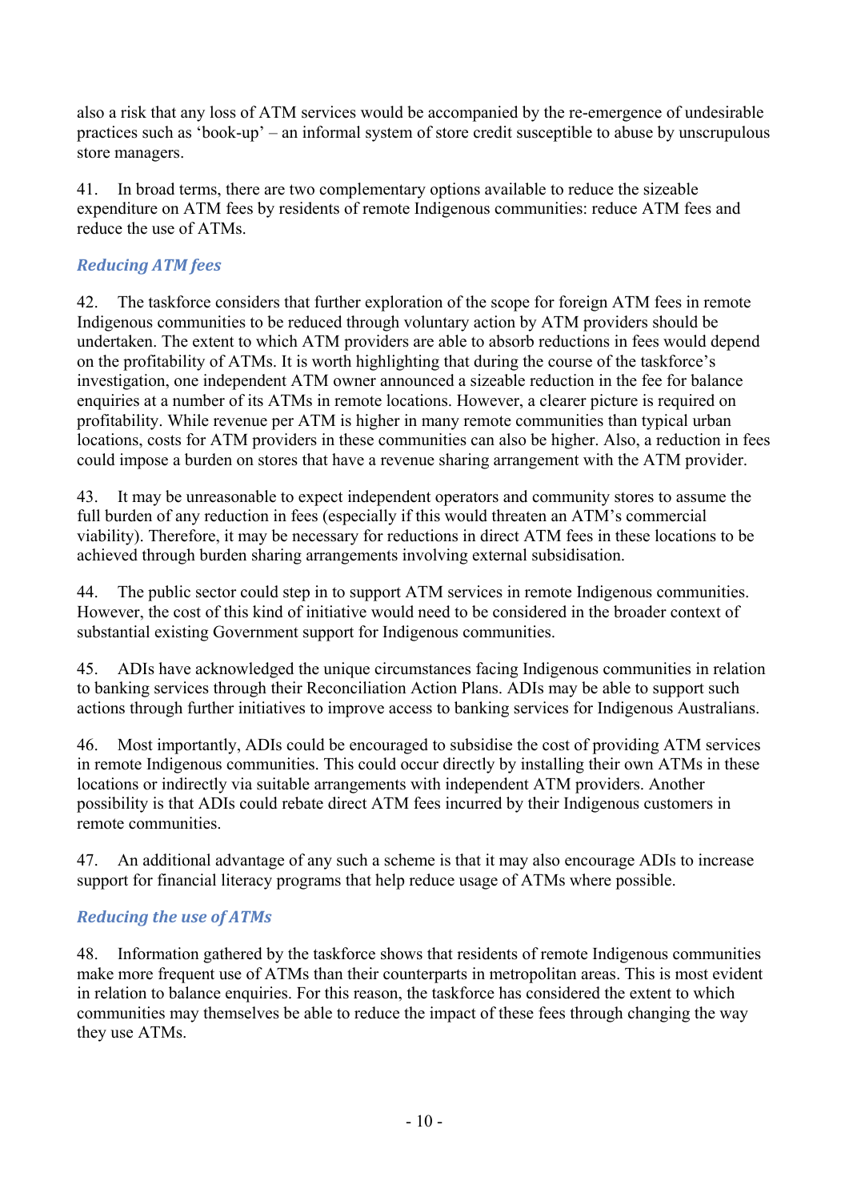also a risk that any loss of ATM services would be accompanied by the re-emergence of undesirable practices such as 'book-up' – an informal system of store credit susceptible to abuse by unscrupulous store managers.

41. In broad terms, there are two complementary options available to reduce the sizeable expenditure on ATM fees by residents of remote Indigenous communities: reduce ATM fees and reduce the use of ATMs.

### *Reducing ATM fees*

42. The taskforce considers that further exploration of the scope for foreign ATM fees in remote Indigenous communities to be reduced through voluntary action by ATM providers should be undertaken. The extent to which ATM providers are able to absorb reductions in fees would depend on the profitability of ATMs. It is worth highlighting that during the course of the taskforce's investigation, one independent ATM owner announced a sizeable reduction in the fee for balance enquiries at a number of its ATMs in remote locations. However, a clearer picture is required on profitability. While revenue per ATM is higher in many remote communities than typical urban locations, costs for ATM providers in these communities can also be higher. Also, a reduction in fees could impose a burden on stores that have a revenue sharing arrangement with the ATM provider.

43. It may be unreasonable to expect independent operators and community stores to assume the full burden of any reduction in fees (especially if this would threaten an ATM's commercial viability). Therefore, it may be necessary for reductions in direct ATM fees in these locations to be achieved through burden sharing arrangements involving external subsidisation.

44. The public sector could step in to support ATM services in remote Indigenous communities. However, the cost of this kind of initiative would need to be considered in the broader context of substantial existing Government support for Indigenous communities.

45. ADIs have acknowledged the unique circumstances facing Indigenous communities in relation to banking services through their Reconciliation Action Plans. ADIs may be able to support such actions through further initiatives to improve access to banking services for Indigenous Australians.

46. Most importantly, ADIs could be encouraged to subsidise the cost of providing ATM services in remote Indigenous communities. This could occur directly by installing their own ATMs in these locations or indirectly via suitable arrangements with independent ATM providers. Another possibility is that ADIs could rebate direct ATM fees incurred by their Indigenous customers in remote communities.

47. An additional advantage of any such a scheme is that it may also encourage ADIs to increase support for financial literacy programs that help reduce usage of ATMs where possible.

### *Reducing the use of ATMs*

48. Information gathered by the taskforce shows that residents of remote Indigenous communities make more frequent use of ATMs than their counterparts in metropolitan areas. This is most evident in relation to balance enquiries. For this reason, the taskforce has considered the extent to which communities may themselves be able to reduce the impact of these fees through changing the way they use ATMs.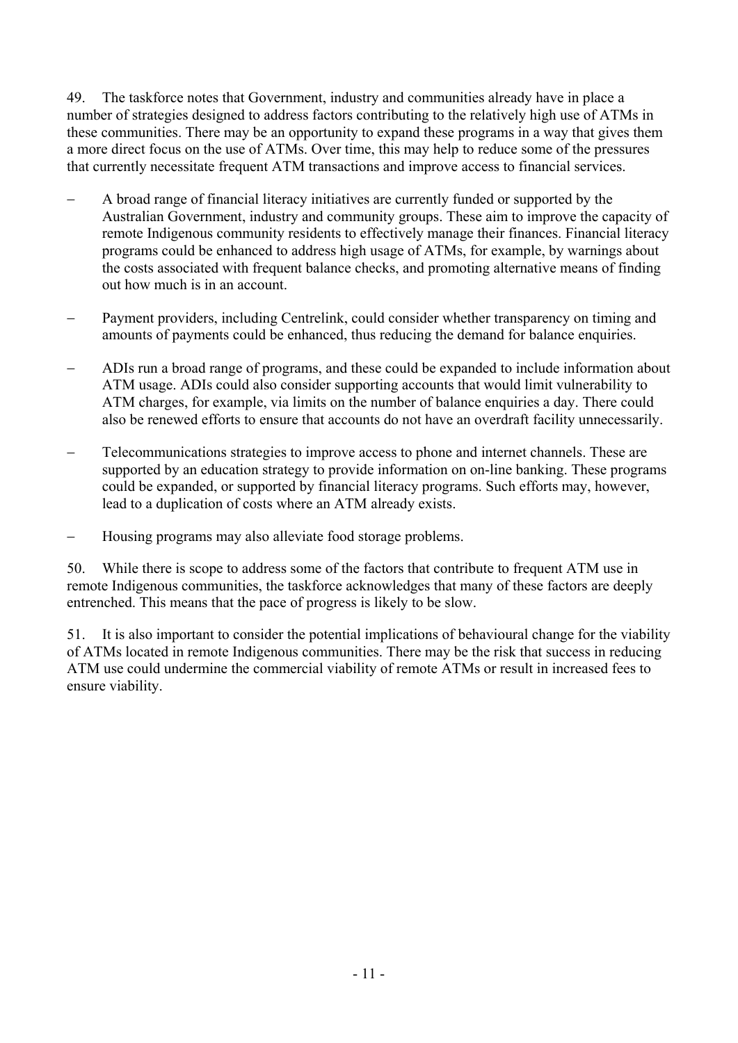49. The taskforce notes that Government, industry and communities already have in place a number of strategies designed to address factors contributing to the relatively high use of ATMs in these communities. There may be an opportunity to expand these programs in a way that gives them a more direct focus on the use of ATMs. Over time, this may help to reduce some of the pressures that currently necessitate frequent ATM transactions and improve access to financial services.

- A broad range of financial literacy initiatives are currently funded or supported by the Australian Government, industry and community groups. These aim to improve the capacity of remote Indigenous community residents to effectively manage their finances. Financial literacy programs could be enhanced to address high usage of ATMs, for example, by warnings about the costs associated with frequent balance checks, and promoting alternative means of finding out how much is in an account.
- Payment providers, including Centrelink, could consider whether transparency on timing and amounts of payments could be enhanced, thus reducing the demand for balance enquiries.
- ADIs run a broad range of programs, and these could be expanded to include information about ATM usage. ADIs could also consider supporting accounts that would limit vulnerability to ATM charges, for example, via limits on the number of balance enquiries a day. There could also be renewed efforts to ensure that accounts do not have an overdraft facility unnecessarily.
- Telecommunications strategies to improve access to phone and internet channels. These are supported by an education strategy to provide information on on-line banking. These programs could be expanded, or supported by financial literacy programs. Such efforts may, however, lead to a duplication of costs where an ATM already exists.
- Housing programs may also alleviate food storage problems.

50. While there is scope to address some of the factors that contribute to frequent ATM use in remote Indigenous communities, the taskforce acknowledges that many of these factors are deeply entrenched. This means that the pace of progress is likely to be slow.

51. It is also important to consider the potential implications of behavioural change for the viability of ATMs located in remote Indigenous communities. There may be the risk that success in reducing ATM use could undermine the commercial viability of remote ATMs or result in increased fees to ensure viability.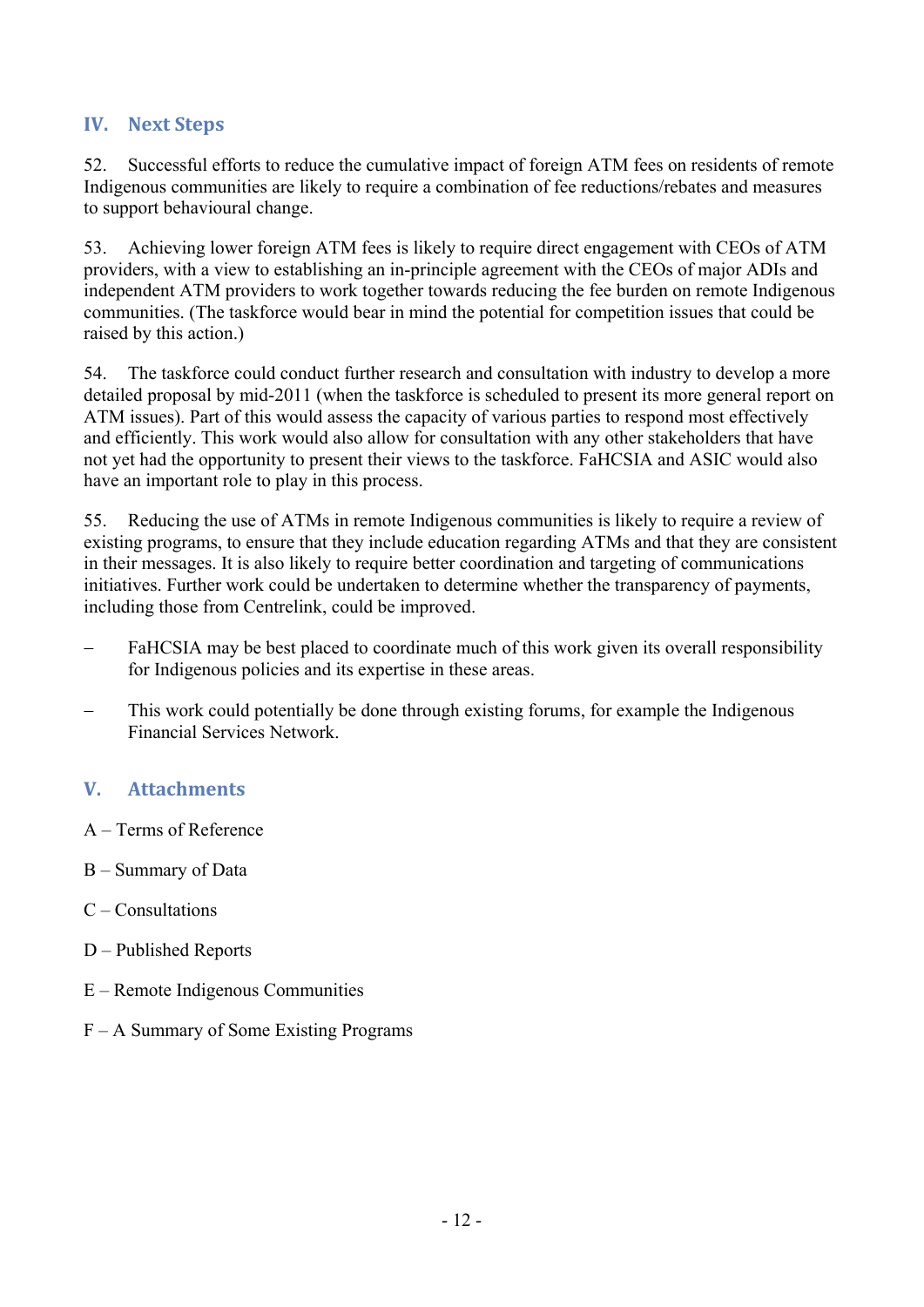## IV. Next Steps

52. Successful efforts to reduce the cumulative impact of foreign ATM fees on residents of remote Indigenous communities are likely to require a combination of fee reductions/rebates and measures to support behavioural change.

53. Achieving lower foreign ATM fees is likely to require direct engagement with CEOs of ATM providers, with a view to establishing an in-principle agreement with the CEOs of major ADIs and independent ATM providers to work together towards reducing the fee burden on remote Indigenous communities. (The taskforce would bear in mind the potential for competition issues that could be raised by this action.)

54. The taskforce could conduct further research and consultation with industry to develop a more detailed proposal by mid-2011 (when the taskforce is scheduled to present its more general report on ATM issues). Part of this would assess the capacity of various parties to respond most effectively and efficiently. This work would also allow for consultation with any other stakeholders that have not yet had the opportunity to present their views to the taskforce. FaHCSIA and ASIC would also have an important role to play in this process.

55. Reducing the use of ATMs in remote Indigenous communities is likely to require a review of existing programs, to ensure that they include education regarding ATMs and that they are consistent in their messages. It is also likely to require better coordination and targeting of communications initiatives. Further work could be undertaken to determine whether the transparency of payments, including those from Centrelink, could be improved.

- FaHCSIA may be best placed to coordinate much of this work given its overall responsibility for Indigenous policies and its expertise in these areas.
- This work could potentially be done through existing forums, for example the Indigenous Financial Services Network.

## V. Attachments

A – Terms of Reference

B – Summary of Data

C – Consultations

D – Published Reports

E – Remote Indigenous Communities

F – A Summary of Some Existing Programs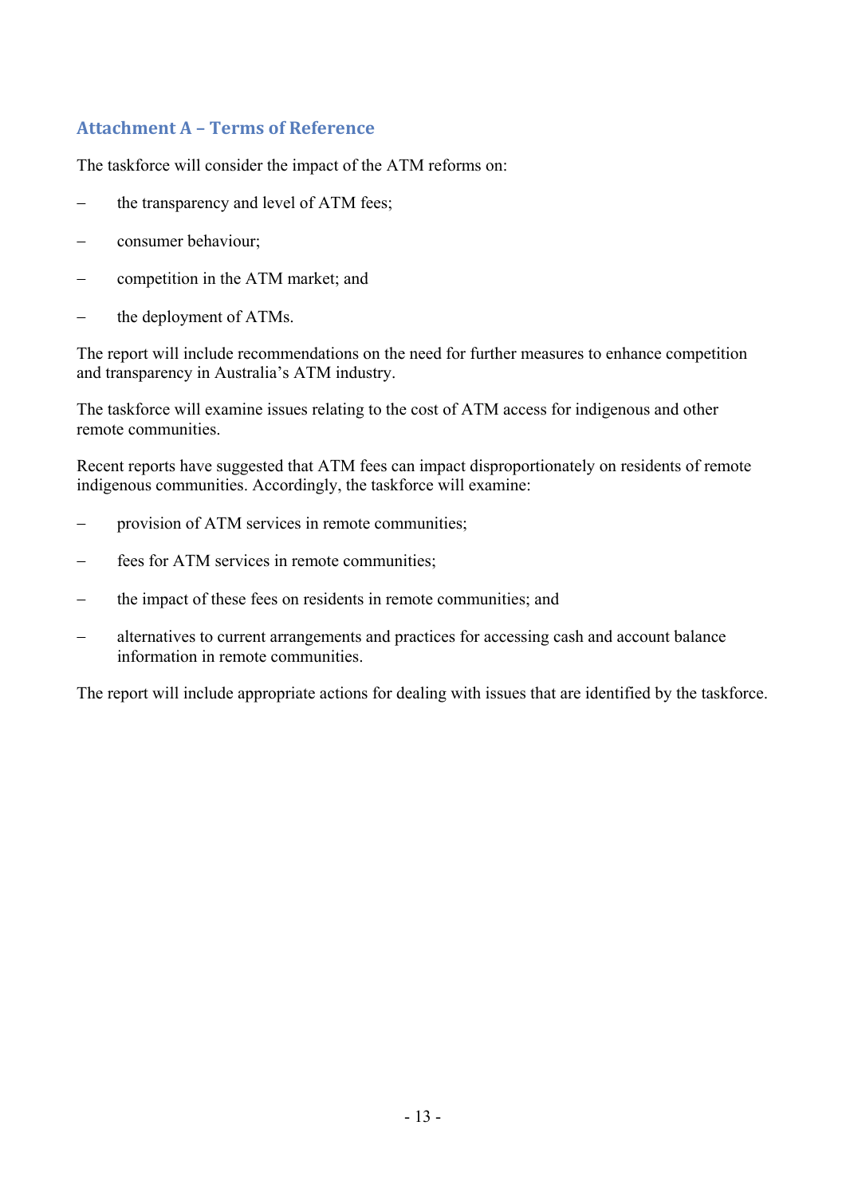## Attachment A – Terms of Reference

The taskforce will consider the impact of the ATM reforms on:

- the transparency and level of ATM fees;
- consumer behaviour;
- competition in the ATM market; and
- the deployment of ATMs.

The report will include recommendations on the need for further measures to enhance competition and transparency in Australia's ATM industry.

The taskforce will examine issues relating to the cost of ATM access for indigenous and other remote communities.

Recent reports have suggested that ATM fees can impact disproportionately on residents of remote indigenous communities. Accordingly, the taskforce will examine:

- provision of ATM services in remote communities;
- fees for ATM services in remote communities;
- the impact of these fees on residents in remote communities; and
- alternatives to current arrangements and practices for accessing cash and account balance information in remote communities.

The report will include appropriate actions for dealing with issues that are identified by the taskforce.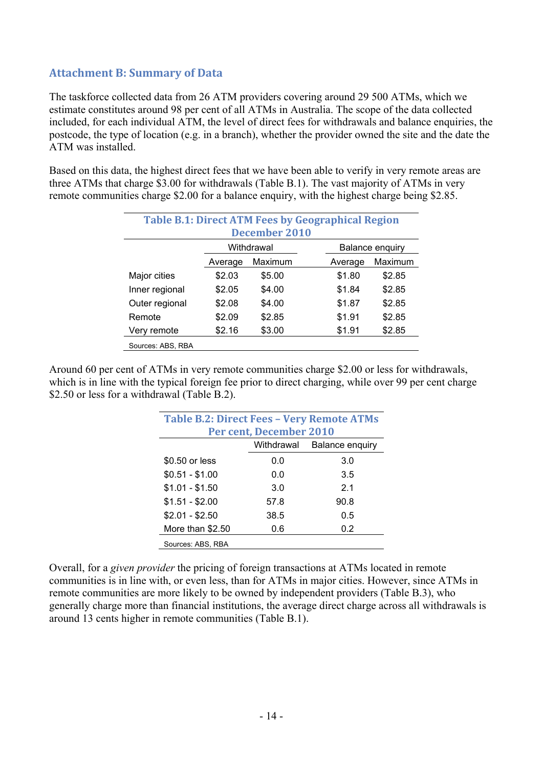## Attachment B: Summary of Data

The taskforce collected data from 26 ATM providers covering around 29 500 ATMs, which we estimate constitutes around 98 per cent of all ATMs in Australia. The scope of the data collected included, for each individual ATM, the level of direct fees for withdrawals and balance enquiries, the postcode, the type of location (e.g. in a branch), whether the provider owned the site and the date the ATM was installed.

Based on this data, the highest direct fees that we have been able to verify in very remote areas are three ATMs that charge $3.00 for withdrawals (Table B.1). The vast majority of ATMs in very remote communities charge $2.00 for a balance enquiry, with the highest charge being $2.85.

**Table B.1: Direct ATM Fees by Geographical Region December 2010**

| | Withdrawal | | Balance enquiry | |
|---|---|---|---|---|
| | Average | Maximum | Average | Maximum |
| Major cities | $2.03 | $5.00 | $1.80 | $2.85 |
| Inner regional | $2.05 | $4.00 | $1.84 | $2.85 |
| Outer regional | $2.08 | $4.00 | $1.87 | $2.85 |
| Remote | $2.09 | $2.85 | $1.91 | $2.85 |
| Very remote | $2.16 | $3.00 | $1.91 | $2.85 |

Sources: ABS, RBA

Around 60 per cent of ATMs in very remote communities charge $2.00 or less for withdrawals, which is in line with the typical foreign fee prior to direct charging, while over 99 per cent charge $2.50 or less for a withdrawal (Table B.2).

**Table B.2: Direct Fees – Very Remote ATMs Per cent, December 2010**

| | Withdrawal | Balance enquiry |
|---|---|---|
| $0.50 or less | 0.0 | 3.0 |
| $0.51 - $1.00 | 0.0 | 3.5 |
| $1.01 - $1.50 | 3.0 | 2.1 |
| $1.51 - $2.00 | 57.8 | 90.8 |
| $2.01 - $2.50 | 38.5 | 0.5 |
| More than $2.50 | 0.6 | 0.2 |

Sources: ABS, RBA

Overall, for a *given provider* the pricing of foreign transactions at ATMs located in remote communities is in line with, or even less, than for ATMs in major cities. However, since ATMs in remote communities are more likely to be owned by independent providers (Table B.3), who generally charge more than financial institutions, the average direct charge across all withdrawals is around 13 cents higher in remote communities (Table B.1).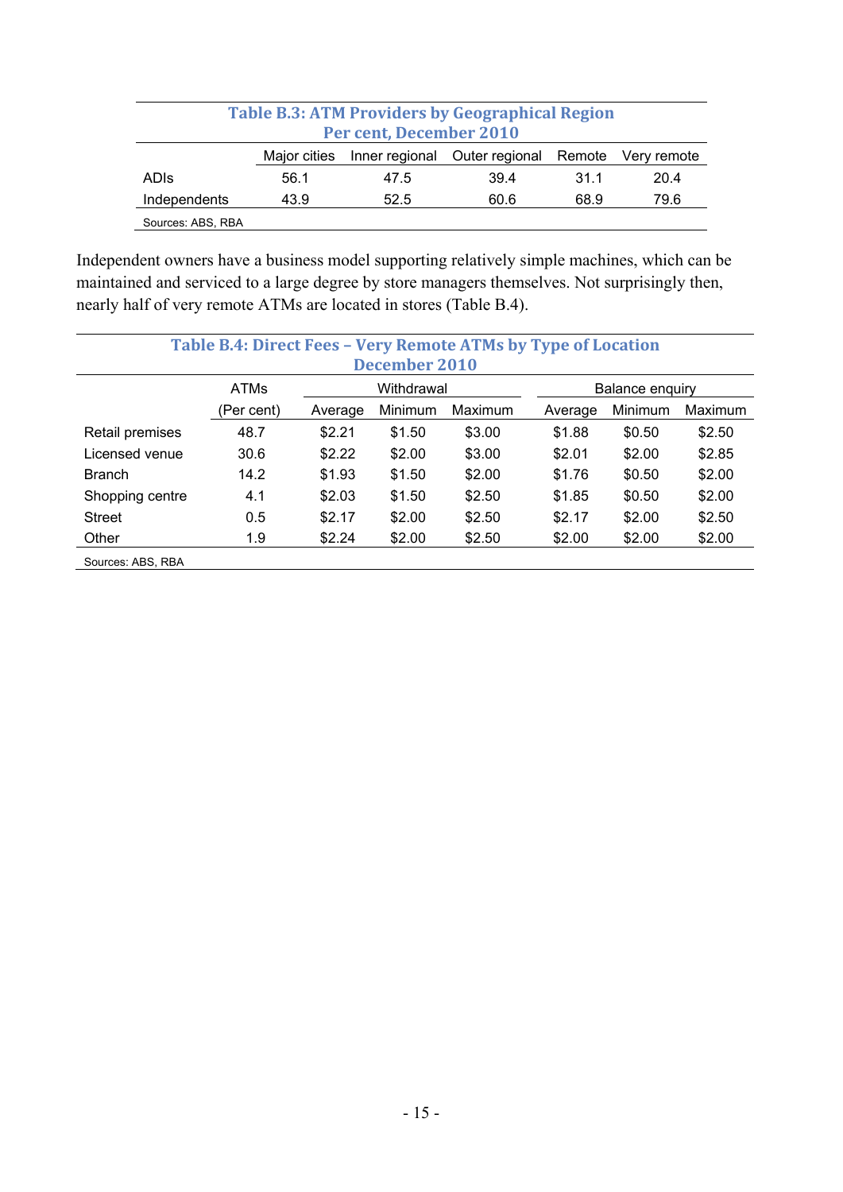**Table B.3: ATM Providers by Geographical Region**
**Per cent, December 2010**

| | Major cities | Inner regional | Outer regional | Remote | Very remote |
|---|---|---|---|---|---|
| ADIs | 56.1 | 47.5 | 39.4 | 31.1 | 20.4 |
| Independents | 43.9 | 52.5 | 60.6 | 68.9 | 79.6 |

Sources: ABS, RBA

Independent owners have a business model supporting relatively simple machines, which can be maintained and serviced to a large degree by store managers themselves. Not surprisingly then, nearly half of very remote ATMs are located in stores (Table B.4).

**Table B.4: Direct Fees – Very Remote ATMs by Type of Location**
**December 2010**

| | ATMs | Withdrawal | | | Balance enquiry | | |
|---|---|---|---|---|---|---|---|
| | (Per cent) | Average | Minimum | Maximum | Average | Minimum | Maximum |
| Retail premises | 48.7 | $2.21 | $1.50 | $3.00 | $1.88 | $0.50 | $2.50 |
| Licensed venue | 30.6 | $2.22 | $2.00 | $3.00 | $2.01 | $2.00 | $2.85 |
| Branch | 14.2 | $1.93 | $1.50 | $2.00 | $1.76 | $0.50 | $2.00 |
| Shopping centre | 4.1 | $2.03 | $1.50 | $2.50 | $1.85 | $0.50 | $2.00 |
| Street | 0.5 | $2.17 | $2.00 | $2.50 | $2.17 | $2.00 | $2.50 |
| Other | 1.9 | $2.24 | $2.00 | $2.50 | $2.00 | $2.00 | $2.00 |

Sources: ABS, RBA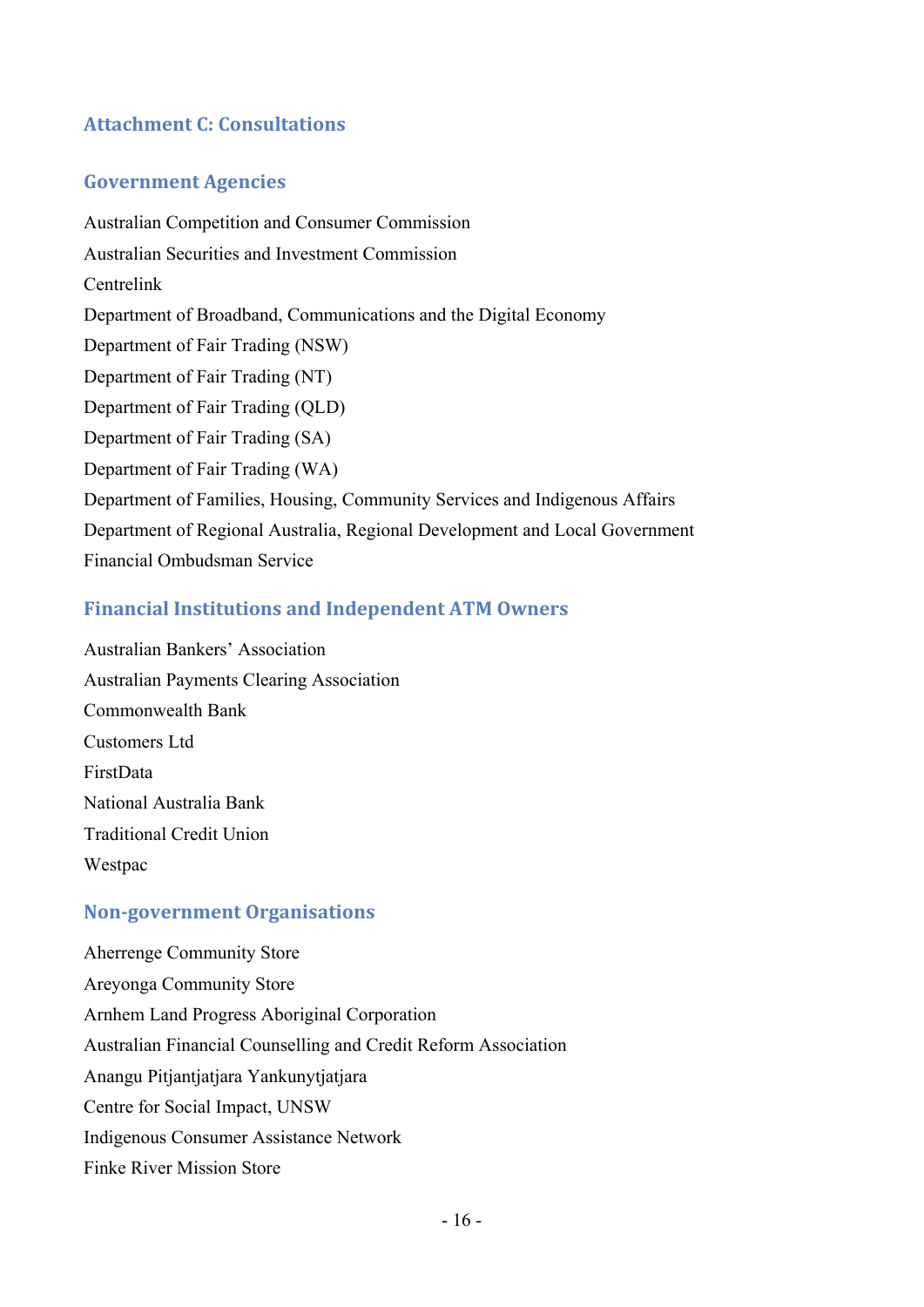## Attachment C: Consultations

### Government Agencies

Australian Competition and Consumer Commission

Australian Securities and Investment Commission

Centrelink

Department of Broadband, Communications and the Digital Economy

Department of Fair Trading (NSW)

Department of Fair Trading (NT)

Department of Fair Trading (QLD)

Department of Fair Trading (SA)

Department of Fair Trading (WA)

Department of Families, Housing, Community Services and Indigenous Affairs

Department of Regional Australia, Regional Development and Local Government

Financial Ombudsman Service

### Financial Institutions and Independent ATM Owners

Australian Bankers' Association

Australian Payments Clearing Association

Commonwealth Bank

Customers Ltd

FirstData

National Australia Bank

Traditional Credit Union

Westpac

### Non-government Organisations

Aherrenge Community Store

Areyonga Community Store

Arnhem Land Progress Aboriginal Corporation

Australian Financial Counselling and Credit Reform Association

Anangu Pitjantjatjara Yankunytjatjara

Centre for Social Impact, UNSW

Indigenous Consumer Assistance Network

Finke River Mission Store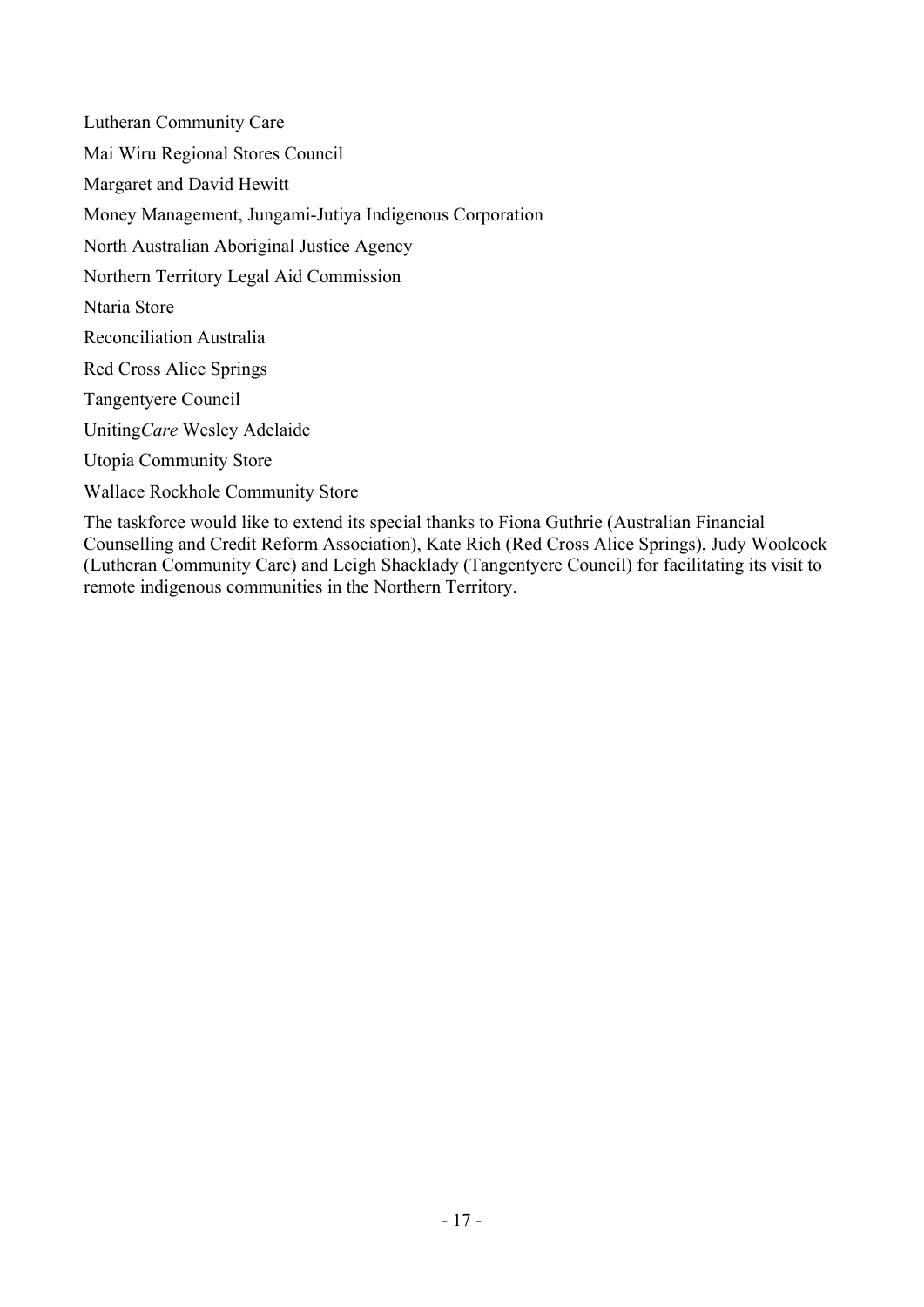Lutheran Community Care

Mai Wiru Regional Stores Council

Margaret and David Hewitt

Money Management, Jungami-Jutiya Indigenous Corporation

North Australian Aboriginal Justice Agency

Northern Territory Legal Aid Commission

Ntaria Store

Reconciliation Australia

Red Cross Alice Springs

Tangentyere Council

Uniting*Care* Wesley Adelaide

Utopia Community Store

Wallace Rockhole Community Store

The taskforce would like to extend its special thanks to Fiona Guthrie (Australian Financial Counselling and Credit Reform Association), Kate Rich (Red Cross Alice Springs), Judy Woolcock (Lutheran Community Care) and Leigh Shacklady (Tangentyere Council) for facilitating its visit to remote indigenous communities in the Northern Territory.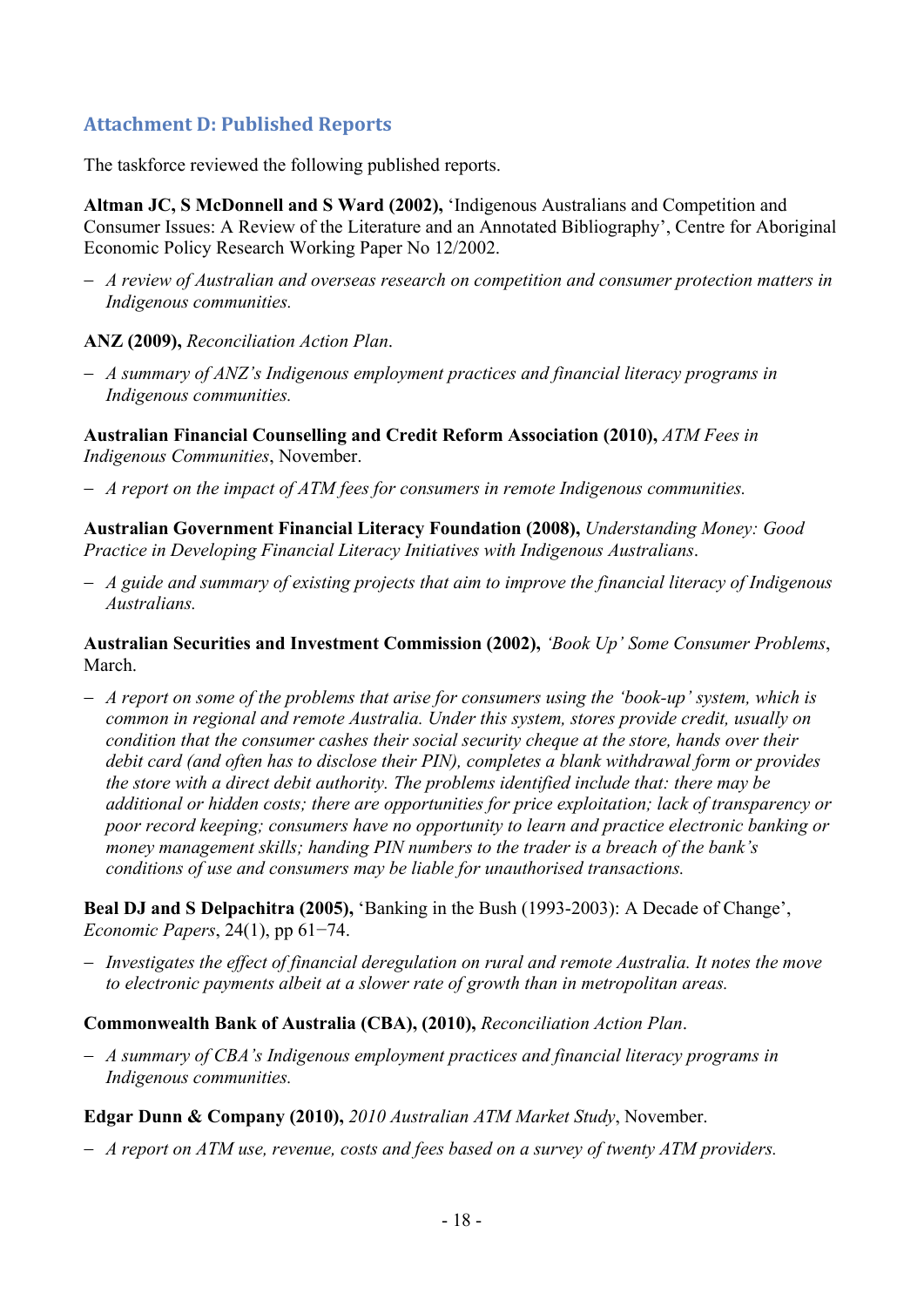## Attachment D: Published Reports

The taskforce reviewed the following published reports.

**Altman JC, S McDonnell and S Ward (2002),** 'Indigenous Australians and Competition and Consumer Issues: A Review of the Literature and an Annotated Bibliography', Centre for Aboriginal Economic Policy Research Working Paper No 12/2002.

– *A review of Australian and overseas research on competition and consumer protection matters in Indigenous communities.*

**ANZ (2009),** *Reconciliation Action Plan*.

– *A summary of ANZ's Indigenous employment practices and financial literacy programs in Indigenous communities.*

**Australian Financial Counselling and Credit Reform Association (2010),** *ATM Fees in Indigenous Communities*, November.

– *A report on the impact of ATM fees for consumers in remote Indigenous communities.*

**Australian Government Financial Literacy Foundation (2008),** *Understanding Money: Good Practice in Developing Financial Literacy Initiatives with Indigenous Australians*.

– *A guide and summary of existing projects that aim to improve the financial literacy of Indigenous Australians.*

**Australian Securities and Investment Commission (2002),** *'Book Up' Some Consumer Problems*, March.

– *A report on some of the problems that arise for consumers using the 'book-up' system, which is common in regional and remote Australia. Under this system, stores provide credit, usually on condition that the consumer cashes their social security cheque at the store, hands over their debit card (and often has to disclose their PIN), completes a blank withdrawal form or provides the store with a direct debit authority. The problems identified include that: there may be additional or hidden costs; there are opportunities for price exploitation; lack of transparency or poor record keeping; consumers have no opportunity to learn and practice electronic banking or money management skills; handing PIN numbers to the trader is a breach of the bank's conditions of use and consumers may be liable for unauthorised transactions.*

**Beal DJ and S Delpachitra (2005),** 'Banking in the Bush (1993-2003): A Decade of Change', *Economic Papers*, 24(1), pp 61−74.

– *Investigates the effect of financial deregulation on rural and remote Australia. It notes the move to electronic payments albeit at a slower rate of growth than in metropolitan areas.*

**Commonwealth Bank of Australia (CBA), (2010),** *Reconciliation Action Plan*.

– *A summary of CBA's Indigenous employment practices and financial literacy programs in Indigenous communities.*

**Edgar Dunn & Company (2010),** *2010 Australian ATM Market Study*, November.

– *A report on ATM use, revenue, costs and fees based on a survey of twenty ATM providers.*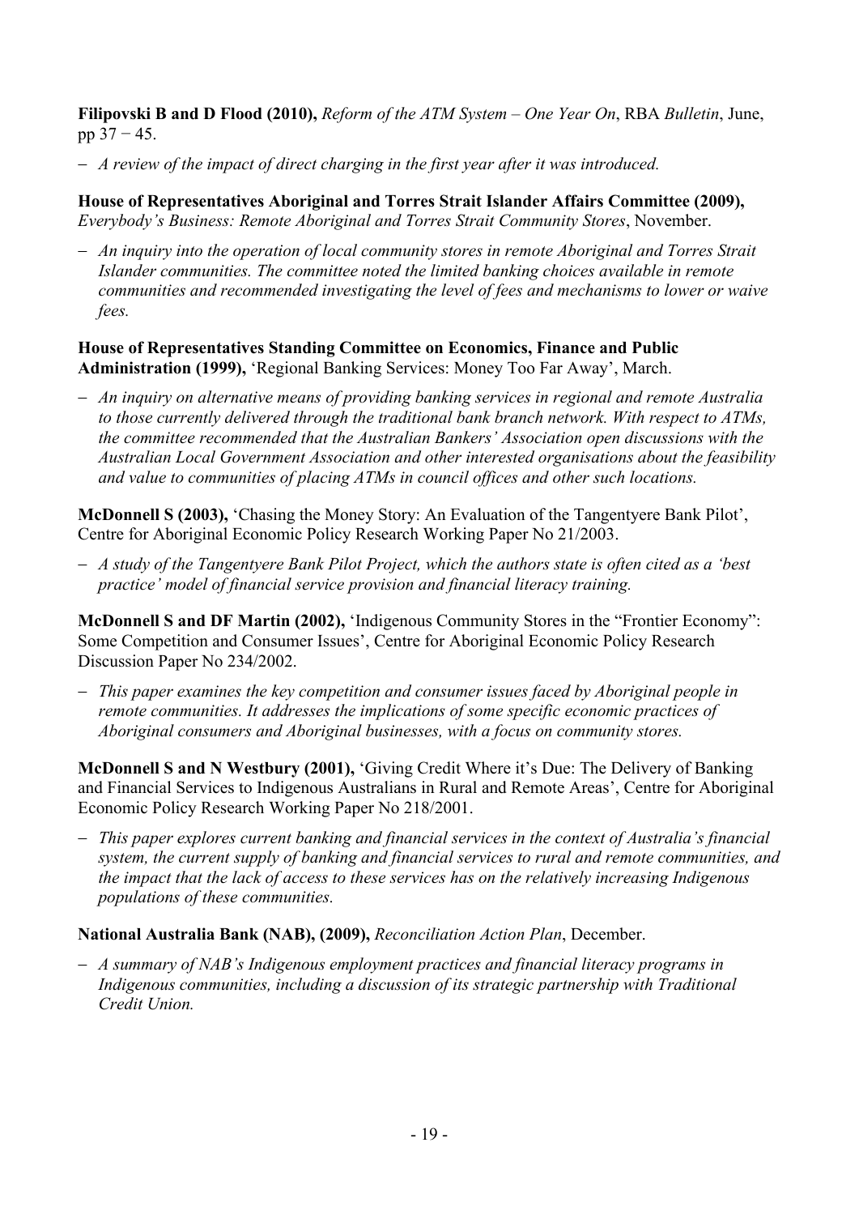**Filipovski B and D Flood (2010),** *Reform of the ATM System – One Year On*, RBA *Bulletin*, June, pp 37 − 45.

– *A review of the impact of direct charging in the first year after it was introduced.*

**House of Representatives Aboriginal and Torres Strait Islander Affairs Committee (2009),** *Everybody's Business: Remote Aboriginal and Torres Strait Community Stores*, November.

– *An inquiry into the operation of local community stores in remote Aboriginal and Torres Strait Islander communities. The committee noted the limited banking choices available in remote communities and recommended investigating the level of fees and mechanisms to lower or waive fees.*

**House of Representatives Standing Committee on Economics, Finance and Public Administration (1999),** 'Regional Banking Services: Money Too Far Away', March.

– *An inquiry on alternative means of providing banking services in regional and remote Australia to those currently delivered through the traditional bank branch network. With respect to ATMs, the committee recommended that the Australian Bankers' Association open discussions with the Australian Local Government Association and other interested organisations about the feasibility and value to communities of placing ATMs in council offices and other such locations.*

**McDonnell S (2003),** 'Chasing the Money Story: An Evaluation of the Tangentyere Bank Pilot', Centre for Aboriginal Economic Policy Research Working Paper No 21/2003.

– *A study of the Tangentyere Bank Pilot Project, which the authors state is often cited as a 'best practice' model of financial service provision and financial literacy training.*

**McDonnell S and DF Martin (2002),** 'Indigenous Community Stores in the "Frontier Economy": Some Competition and Consumer Issues', Centre for Aboriginal Economic Policy Research Discussion Paper No 234/2002.

– *This paper examines the key competition and consumer issues faced by Aboriginal people in remote communities. It addresses the implications of some specific economic practices of Aboriginal consumers and Aboriginal businesses, with a focus on community stores.*

**McDonnell S and N Westbury (2001),** 'Giving Credit Where it's Due: The Delivery of Banking and Financial Services to Indigenous Australians in Rural and Remote Areas', Centre for Aboriginal Economic Policy Research Working Paper No 218/2001.

– *This paper explores current banking and financial services in the context of Australia's financial system, the current supply of banking and financial services to rural and remote communities, and the impact that the lack of access to these services has on the relatively increasing Indigenous populations of these communities.*

**National Australia Bank (NAB), (2009),** *Reconciliation Action Plan*, December.

– *A summary of NAB's Indigenous employment practices and financial literacy programs in Indigenous communities, including a discussion of its strategic partnership with Traditional Credit Union.*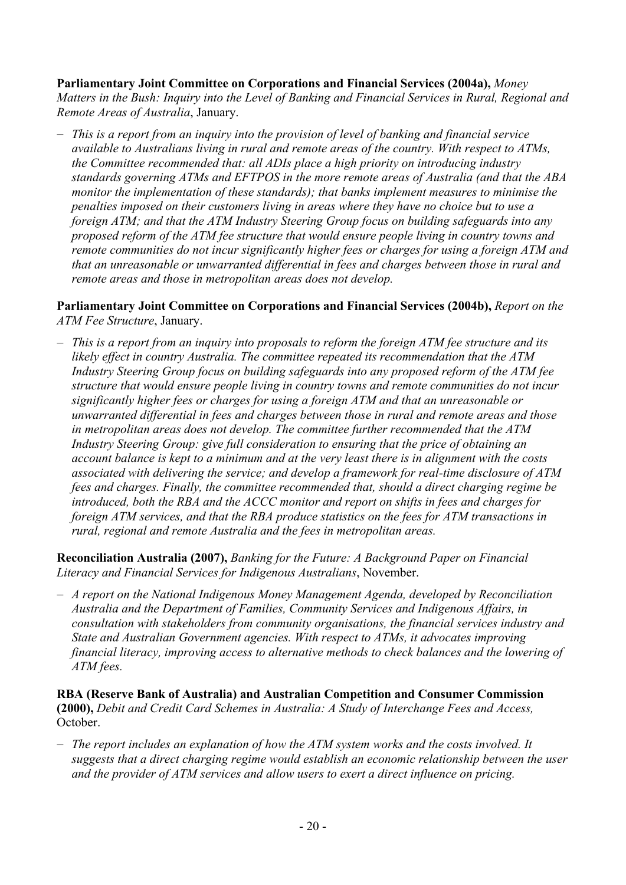**Parliamentary Joint Committee on Corporations and Financial Services (2004a),** *Money Matters in the Bush: Inquiry into the Level of Banking and Financial Services in Rural, Regional and Remote Areas of Australia*, January.

- *This is a report from an inquiry into the provision of level of banking and financial service available to Australians living in rural and remote areas of the country. With respect to ATMs, the Committee recommended that: all ADIs place a high priority on introducing industry standards governing ATMs and EFTPOS in the more remote areas of Australia (and that the ABA monitor the implementation of these standards); that banks implement measures to minimise the penalties imposed on their customers living in areas where they have no choice but to use a foreign ATM; and that the ATM Industry Steering Group focus on building safeguards into any proposed reform of the ATM fee structure that would ensure people living in country towns and remote communities do not incur significantly higher fees or charges for using a foreign ATM and that an unreasonable or unwarranted differential in fees and charges between those in rural and remote areas and those in metropolitan areas does not develop.*

**Parliamentary Joint Committee on Corporations and Financial Services (2004b),** *Report on the ATM Fee Structure*, January.

- *This is a report from an inquiry into proposals to reform the foreign ATM fee structure and its likely effect in country Australia. The committee repeated its recommendation that the ATM Industry Steering Group focus on building safeguards into any proposed reform of the ATM fee structure that would ensure people living in country towns and remote communities do not incur significantly higher fees or charges for using a foreign ATM and that an unreasonable or unwarranted differential in fees and charges between those in rural and remote areas and those in metropolitan areas does not develop. The committee further recommended that the ATM Industry Steering Group: give full consideration to ensuring that the price of obtaining an account balance is kept to a minimum and at the very least there is in alignment with the costs associated with delivering the service; and develop a framework for real-time disclosure of ATM fees and charges. Finally, the committee recommended that, should a direct charging regime be introduced, both the RBA and the ACCC monitor and report on shifts in fees and charges for foreign ATM services, and that the RBA produce statistics on the fees for ATM transactions in rural, regional and remote Australia and the fees in metropolitan areas.*

**Reconciliation Australia (2007),** *Banking for the Future: A Background Paper on Financial Literacy and Financial Services for Indigenous Australians*, November.

- *A report on the National Indigenous Money Management Agenda, developed by Reconciliation Australia and the Department of Families, Community Services and Indigenous Affairs, in consultation with stakeholders from community organisations, the financial services industry and State and Australian Government agencies. With respect to ATMs, it advocates improving financial literacy, improving access to alternative methods to check balances and the lowering of ATM fees.*

**RBA (Reserve Bank of Australia) and Australian Competition and Consumer Commission (2000),** *Debit and Credit Card Schemes in Australia: A Study of Interchange Fees and Access,* October.

- *The report includes an explanation of how the ATM system works and the costs involved. It suggests that a direct charging regime would establish an economic relationship between the user and the provider of ATM services and allow users to exert a direct influence on pricing.*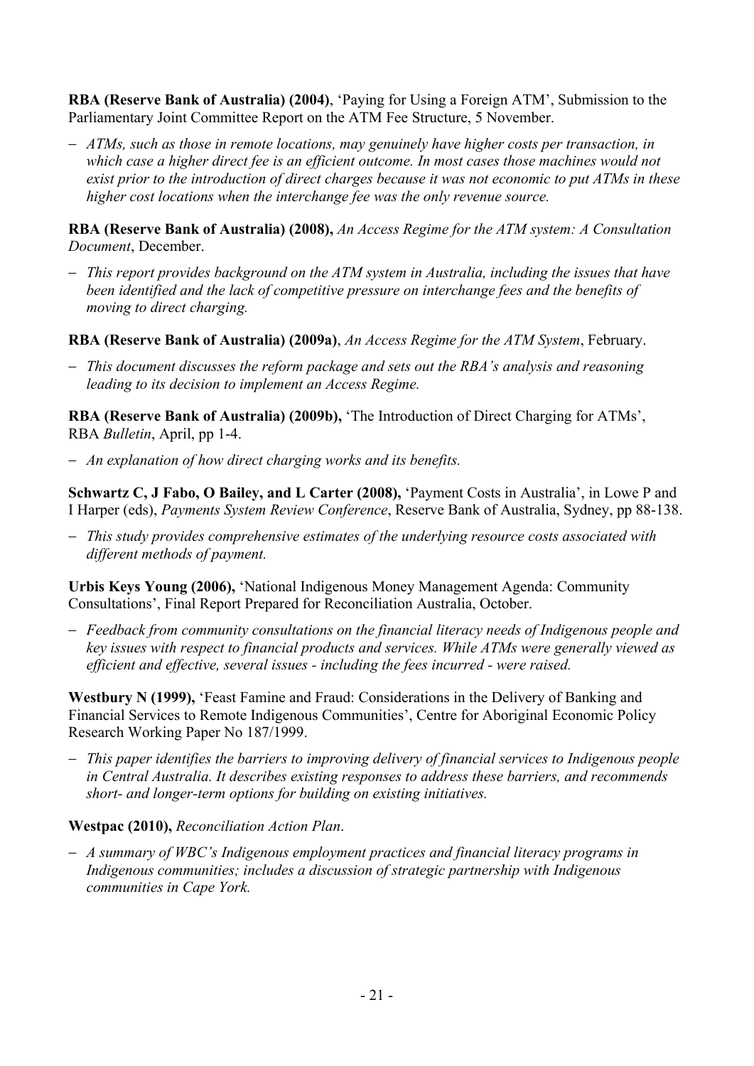**RBA (Reserve Bank of Australia) (2004)**, 'Paying for Using a Foreign ATM', Submission to the Parliamentary Joint Committee Report on the ATM Fee Structure, 5 November.

- *ATMs, such as those in remote locations, may genuinely have higher costs per transaction, in which case a higher direct fee is an efficient outcome. In most cases those machines would not exist prior to the introduction of direct charges because it was not economic to put ATMs in these higher cost locations when the interchange fee was the only revenue source.*

**RBA (Reserve Bank of Australia) (2008),** *An Access Regime for the ATM system: A Consultation Document*, December.

- *This report provides background on the ATM system in Australia, including the issues that have been identified and the lack of competitive pressure on interchange fees and the benefits of moving to direct charging.*

**RBA (Reserve Bank of Australia) (2009a)**, *An Access Regime for the ATM System*, February.

- *This document discusses the reform package and sets out the RBA's analysis and reasoning leading to its decision to implement an Access Regime.*

**RBA (Reserve Bank of Australia) (2009b),** 'The Introduction of Direct Charging for ATMs', RBA *Bulletin*, April, pp 1-4.

- *An explanation of how direct charging works and its benefits.*

**Schwartz C, J Fabo, O Bailey, and L Carter (2008),** 'Payment Costs in Australia', in Lowe P and I Harper (eds), *Payments System Review Conference*, Reserve Bank of Australia, Sydney, pp 88-138.

- *This study provides comprehensive estimates of the underlying resource costs associated with different methods of payment.*

**Urbis Keys Young (2006),** 'National Indigenous Money Management Agenda: Community Consultations', Final Report Prepared for Reconciliation Australia, October.

- *Feedback from community consultations on the financial literacy needs of Indigenous people and key issues with respect to financial products and services. While ATMs were generally viewed as efficient and effective, several issues - including the fees incurred - were raised.*

**Westbury N (1999),** 'Feast Famine and Fraud: Considerations in the Delivery of Banking and Financial Services to Remote Indigenous Communities', Centre for Aboriginal Economic Policy Research Working Paper No 187/1999.

- *This paper identifies the barriers to improving delivery of financial services to Indigenous people in Central Australia. It describes existing responses to address these barriers, and recommends short- and longer-term options for building on existing initiatives.*

**Westpac (2010),** *Reconciliation Action Plan*.

- *A summary of WBC's Indigenous employment practices and financial literacy programs in Indigenous communities; includes a discussion of strategic partnership with Indigenous communities in Cape York.*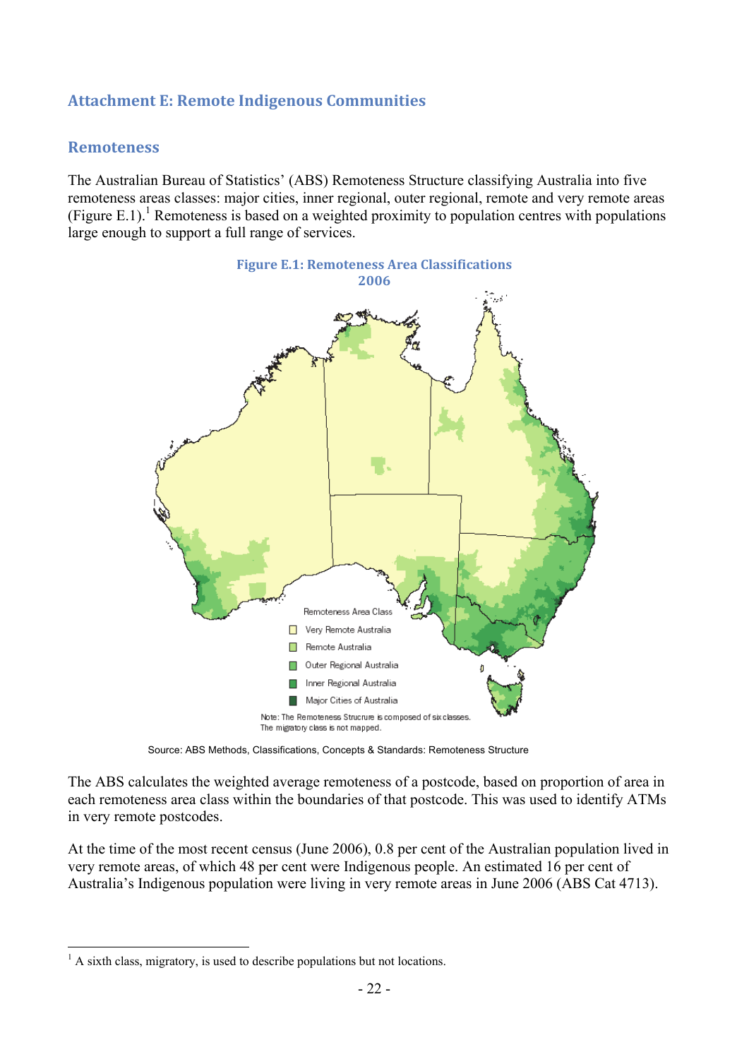## Attachment E: Remote Indigenous Communities

### Remoteness

The Australian Bureau of Statistics' (ABS) Remoteness Structure classifying Australia into five remoteness areas classes: major cities, inner regional, outer regional, remote and very remote areas (Figure E.1).[1] Remoteness is based on a weighted proximity to population centres with populations large enough to support a full range of services.

**Figure E.1: Remoteness Area Classifications 2006**

Remoteness Area Class
- Very Remote Australia
- Remote Australia
- Outer Regional Australia
- Inner Regional Australia
- Major Cities of Australia

Note: The Remoteness Strucrure is composed of six classes. The migratory class is not mapped.

Source: ABS Methods, Classifications, Concepts & Standards: Remoteness Structure

The ABS calculates the weighted average remoteness of a postcode, based on proportion of area in each remoteness area class within the boundaries of that postcode. This was used to identify ATMs in very remote postcodes.

At the time of the most recent census (June 2006), 0.8 per cent of the Australian population lived in very remote areas, of which 48 per cent were Indigenous people. An estimated 16 per cent of Australia's Indigenous population were living in very remote areas in June 2006 (ABS Cat 4713).

[1] A sixth class, migratory, is used to describe populations but not locations.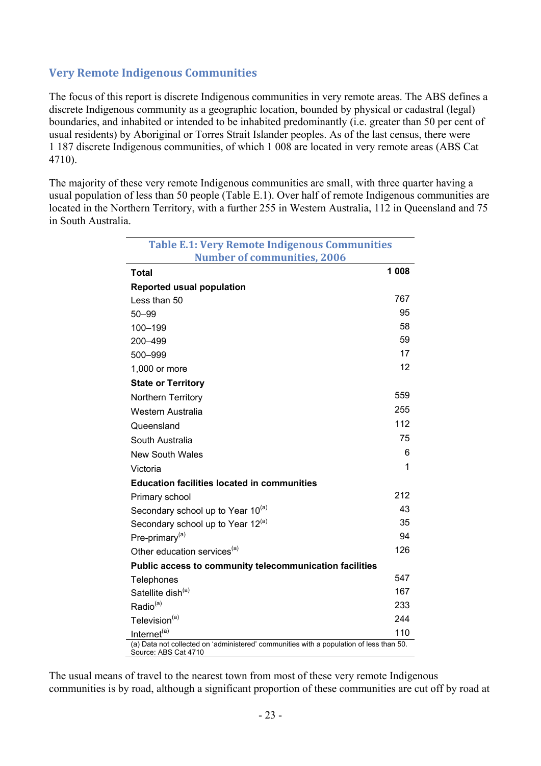## Very Remote Indigenous Communities

The focus of this report is discrete Indigenous communities in very remote areas. The ABS defines a discrete Indigenous community as a geographic location, bounded by physical or cadastral (legal) boundaries, and inhabited or intended to be inhabited predominantly (i.e. greater than 50 per cent of usual residents) by Aboriginal or Torres Strait Islander peoples. As of the last census, there were 1 187 discrete Indigenous communities, of which 1 008 are located in very remote areas (ABS Cat 4710).

The majority of these very remote Indigenous communities are small, with three quarter having a usual population of less than 50 people (Table E.1). Over half of remote Indigenous communities are located in the Northern Territory, with a further 255 in Western Australia, 112 in Queensland and 75 in South Australia.

**Table E.1: Very Remote Indigenous Communities Number of communities, 2006**

| | |
|---|---|
| **Total** | **1 008** |
| **Reported usual population** | |
| Less than 50 | 767 |
| 50–99 | 95 |
| 100–199 | 58 |
| 200–499 | 59 |
| 500–999 | 17 |
| 1,000 or more | 12 |
| **State or Territory** | |
| Northern Territory | 559 |
| Western Australia | 255 |
| Queensland | 112 |
| South Australia | 75 |
| New South Wales | 6 |
| Victoria | 1 |
| **Education facilities located in communities** | |
| Primary school | 212 |
| Secondary school up to Year 10[a] | 43 |
| Secondary school up to Year 12[a] | 35 |
| Pre-primary[a] | 94 |
| Other education services[a] | 126 |
| **Public access to community telecommunication facilities** | |
| Telephones | 547 |
| Satellite dish[a] | 167 |
| Radio[a] | 233 |
| Television[a] | 244 |
| Internet[a] | 110 |

(a) Data not collected on 'administered' communities with a population of less than 50.
Source: ABS Cat 4710

The usual means of travel to the nearest town from most of these very remote Indigenous communities is by road, although a significant proportion of these communities are cut off by road at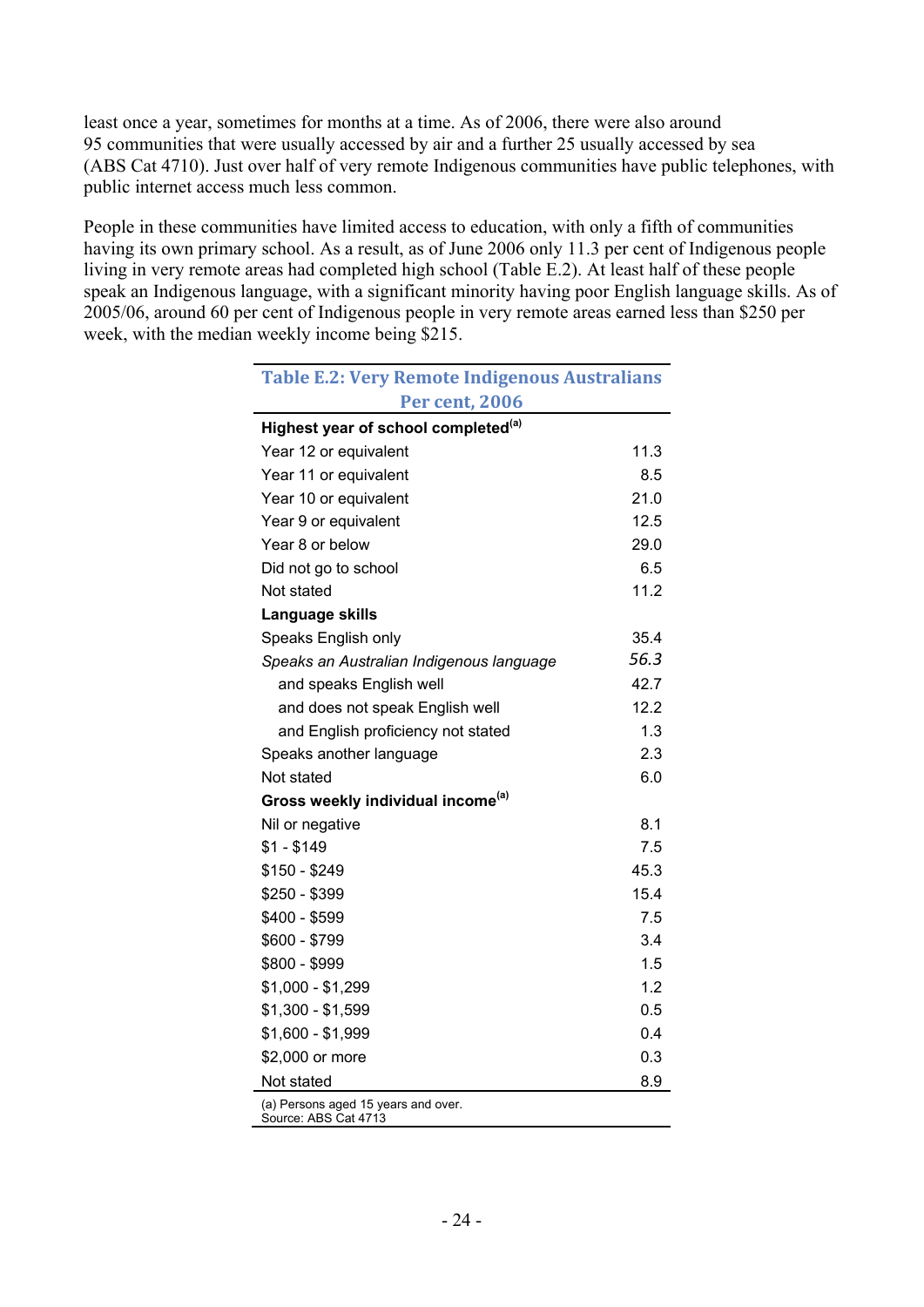least once a year, sometimes for months at a time. As of 2006, there were also around 95 communities that were usually accessed by air and a further 25 usually accessed by sea (ABS Cat 4710). Just over half of very remote Indigenous communities have public telephones, with public internet access much less common.

People in these communities have limited access to education, with only a fifth of communities having its own primary school. As a result, as of June 2006 only 11.3 per cent of Indigenous people living in very remote areas had completed high school (Table E.2). At least half of these people speak an Indigenous language, with a significant minority having poor English language skills. As of 2005/06, around 60 per cent of Indigenous people in very remote areas earned less than $250 per week, with the median weekly income being $215.

**Table E.2: Very Remote Indigenous Australians**
**Per cent, 2006**

| | |
|---|---|
| **Highest year of school completed[(a)]** | |
| Year 12 or equivalent | 11.3 |
| Year 11 or equivalent | 8.5 |
| Year 10 or equivalent | 21.0 |
| Year 9 or equivalent | 12.5 |
| Year 8 or below | 29.0 |
| Did not go to school | 6.5 |
| Not stated | 11.2 |
| **Language skills** | |
| Speaks English only | 35.4 |
| *Speaks an Australian Indigenous language* | *56.3* |
| and speaks English well | 42.7 |
| and does not speak English well | 12.2 |
| and English proficiency not stated | 1.3 |
| Speaks another language | 2.3 |
| Not stated | 6.0 |
| **Gross weekly individual income[(a)]** | |
| Nil or negative | 8.1 |
| $1 - $149 | 7.5 |
| $150 - $249 | 45.3 |
| $250 - $399 | 15.4 |
| $400 - $599 | 7.5 |
| $600 - $799 | 3.4 |
| $800 - $999 | 1.5 |
| $1,000 - $1,299 | 1.2 |
| $1,300 - $1,599 | 0.5 |
| $1,600 - $1,999 | 0.4 |
| $2,000 or more | 0.3 |
| Not stated | 8.9 |

(a) Persons aged 15 years and over.
Source: ABS Cat 4713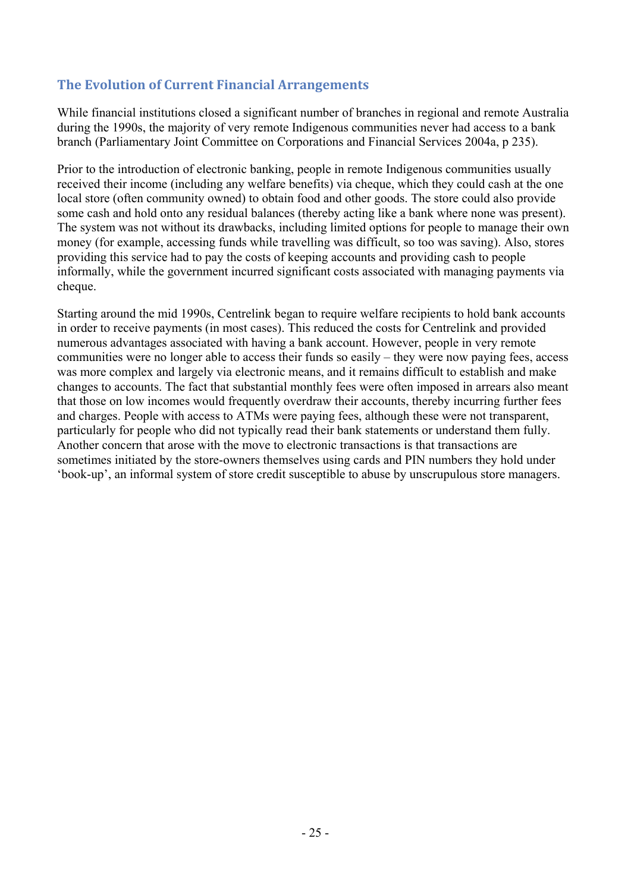## The Evolution of Current Financial Arrangements

While financial institutions closed a significant number of branches in regional and remote Australia during the 1990s, the majority of very remote Indigenous communities never had access to a bank branch (Parliamentary Joint Committee on Corporations and Financial Services 2004a, p 235).

Prior to the introduction of electronic banking, people in remote Indigenous communities usually received their income (including any welfare benefits) via cheque, which they could cash at the one local store (often community owned) to obtain food and other goods. The store could also provide some cash and hold onto any residual balances (thereby acting like a bank where none was present). The system was not without its drawbacks, including limited options for people to manage their own money (for example, accessing funds while travelling was difficult, so too was saving). Also, stores providing this service had to pay the costs of keeping accounts and providing cash to people informally, while the government incurred significant costs associated with managing payments via cheque.

Starting around the mid 1990s, Centrelink began to require welfare recipients to hold bank accounts in order to receive payments (in most cases). This reduced the costs for Centrelink and provided numerous advantages associated with having a bank account. However, people in very remote communities were no longer able to access their funds so easily – they were now paying fees, access was more complex and largely via electronic means, and it remains difficult to establish and make changes to accounts. The fact that substantial monthly fees were often imposed in arrears also meant that those on low incomes would frequently overdraw their accounts, thereby incurring further fees and charges. People with access to ATMs were paying fees, although these were not transparent, particularly for people who did not typically read their bank statements or understand them fully. Another concern that arose with the move to electronic transactions is that transactions are sometimes initiated by the store-owners themselves using cards and PIN numbers they hold under 'book-up', an informal system of store credit susceptible to abuse by unscrupulous store managers.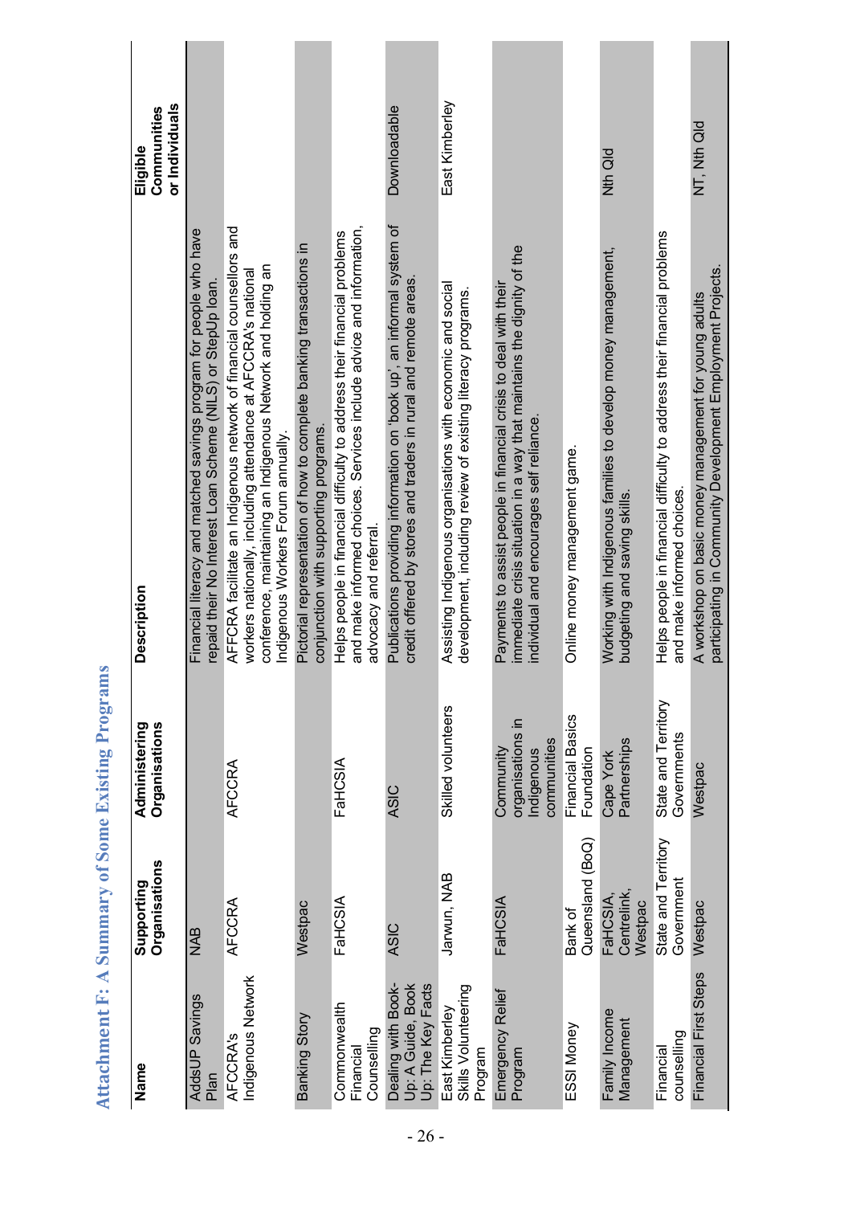# Attachment F: A Summary of Some Existing Programs

| Name | Supporting Organisations | Administering Organisations | Description | Eligible Communities or Individuals |
|---|---|---|---|---|
| AddsUP Savings Plan | NAB | | Financial literacy and matched savings program for people who have repaid their No Interest Loan Scheme (NILS) or StepUp loan. | |
| AFCCRA's Indigenous Network | AFCCRA | AFCCRA | AFFCRA facilitate an Indigenous network of financial counsellors and workers nationally, including attendance at AFCCRA's national conference, maintaining an Indigenous Network and holding an Indigenous Workers Forum annually. | |
| Banking Story | Westpac | | Pictorial representation of how to complete banking transactions in conjunction with supporting programs. | |
| Commonwealth Financial Counselling | FaHCSIA | FaHCSIA | Helps people in financial difficulty to address their financial problems and make informed choices. Services include advice and information, advocacy and referral. | |
| Dealing with Book-Up: A Guide, Book Up: The Key Facts | ASIC | ASIC | Publications providing information on 'book up', an informal system of credit offered by stores and traders in rural and remote areas. | Downloadable |
| East Kimberley Skills Volunteering Program | Jarwun, NAB | Skilled volunteers | Assisting Indigenous organisations with economic and social development, including review of existing literacy programs. | East Kimberley |
| Emergency Relief Program | FaHCSIA | Community organisations in Indigenous communities | Payments to assist people in financial crisis to deal with their immediate crisis situation in a way that maintains the dignity of the individual and encourages self reliance. | |
| ESSI Money | Bank of Queensland (BoQ) | Financial Basics Foundation | Online money management game. | |
| Family Income Management | FaHCSIA, Centrelink, Westpac | Cape York Partnerships | Working with Indigenous families to develop money management, budgeting and saving skills. | Nth Qld |
| Financial counselling | State and Territory Government | State and Territory Governments | Helps people in financial difficulty to address their financial problems and make informed choices. | |
| Financial First Steps | Westpac | Westpac | A workshop on basic money management for young adults participating in Community Development Employment Projects. | NT, Nth Qld |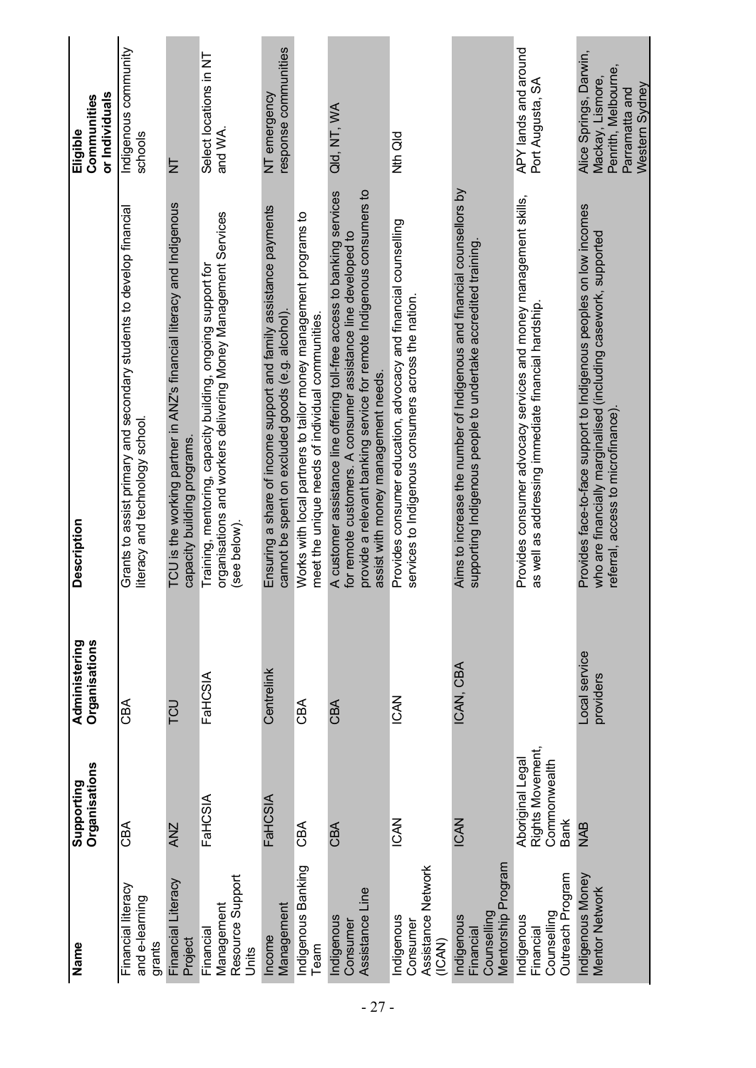| Name | Supporting Organisations | Administering Organisations | Description | Eligible Communities or Individuals |
|---|---|---|---|---|
| Financial literacy and e-learning grants | CBA | CBA | Grants to assist primary and secondary students to develop financial literacy and technology school. | Indigenous community schools |
| Financial Literacy Project | ANZ | TCU | TCU is the working partner in ANZ's financial literacy and Indigenous capacity building programs. | NT |
| Financial Management Resource Support Units | FaHCSIA | FaHCSIA | Training, mentoring, capacity building, ongoing support for organisations and workers delivering Money Management Services (see below). | Select locations in NT and WA. |
| Income Management | FaHCSIA | Centrelink | Ensuring a share of income support and family assistance payments cannot be spent on excluded goods (e.g. alcohol). | NT emergency response communities |
| Indigenous Banking Team | CBA | CBA | Works with local partners to tailor money management programs to meet the unique needs of individual communities. | |
| Indigenous Consumer Assistance Line | CBA | CBA | A customer assistance line offering toll-free access to banking services for remote customers. A consumer assistance line developed to provide a relevant banking service for remote Indigenous consumers to assist with money management needs. | Qld, NT, WA |
| Indigenous Consumer Assistance Network (ICAN) | ICAN | ICAN | Provides consumer education, advocacy and financial counselling services to Indigenous consumers across the nation. | Nth Qld |
| Indigenous Financial Counselling Mentorship Program | ICAN | ICAN, CBA | Aims to increase the number of Indigenous and financial counsellors by supporting Indigenous people to undertake accredited training. | |
| Indigenous Financial Counselling Outreach Program | Aboriginal Legal Rights Movement, Commonwealth Bank | | Provides consumer advocacy services and money management skills, as well as addressing immediate financial hardship. | APY lands and around Port Augusta, SA |
| Indigenous Money Mentor Network | NAB | Local service providers | Provides face-to-face support to Indigenous peoples on low incomes who are financially marginalised (including casework, supported referral, access to microfinance). | Alice Springs, Darwin, Mackay, Lismore, Penrith, Melbourne, Parramatta and Western Sydney |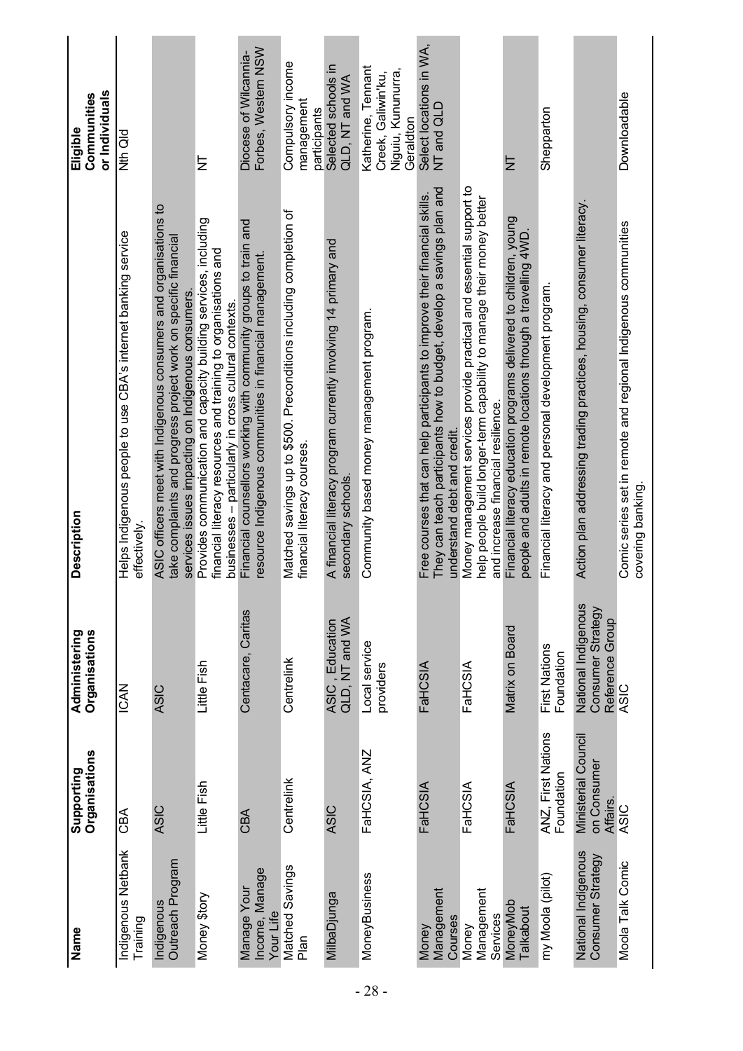| Name | Supporting Organisations | Administering Organisations | Description | Eligible Communities or Individuals |
| --- | --- | --- | --- | --- |
| Indigenous Netbank Training | CBA | ICAN | Helps Indigenous people to use CBA's internet banking service effectively. | Nth Qld |
| Indigenous Outreach Program | ASIC | ASIC | ASIC officers meet with Indigenous consumers and organisations to take complaints and progress project work on specific financial services issues impacting on Indigenous consumers. | |
| Money $tory | Little Fish | Little Fish | Provides communication and capacity building services, including financial literacy resources and training to organisations and businesses – particularly in cross cultural contexts. | NT |
| Manage Your Income, Manage Your Life | CBA | Centacare, Caritas | Financial counsellors working with community groups to train and resource Indigenous communities in financial management. | Diocese of Wilcannia-Forbes, Western NSW |
| Matched Savings Plan | Centrelink | Centrelink | Matched savings up to $500. Preconditions including completion of financial literacy courses. | Compulsory income management participants |
| MilbaDjunga | ASIC | ASIC , Education QLD, NT and WA | A financial literacy program currently involving 14 primary and secondary schools. | Selected schools in QLD, NT and WA |
| MoneyBusiness | FaHCSIA, ANZ | Local service providers | Community based money management program. | Katherine, Tennant Creek, Galiwin'ku, Nguiu, Kununurra, Geraldton |
| Money Management Courses | FaHCSIA | FaHCSIA | Free courses that can help participants to improve their financial skills. They can teach participants how to budget, develop a savings plan and understand debt and credit. | Select locations in WA, NT and QLD |
| Money Management Services | FaHCSIA | FaHCSIA | Money management services provide practical and essential support to help people build longer-term capability to manage their money better and increase financial resilience. | |
| MoneyMob Talkabout | FaHCSIA | Matrix on Board | Financial literacy education programs delivered to children, young people and adults in remote locations through a travelling 4WD. | NT |
| my Moola (pilot) | ANZ, First Nations Foundation | First Nations Foundation | Financial literacy and personal development program. | Shepparton |
| National Indigenous Consumer Strategy | Ministerial Council on Consumer Affairs. | National Indigenous Consumer Strategy Reference Group | Action plan addressing trading practices, housing, consumer literacy. | |
| Moola Talk Comic | ASIC | ASIC | Comic series set in remote and regional Indigenous communities covering banking. | Downloadable |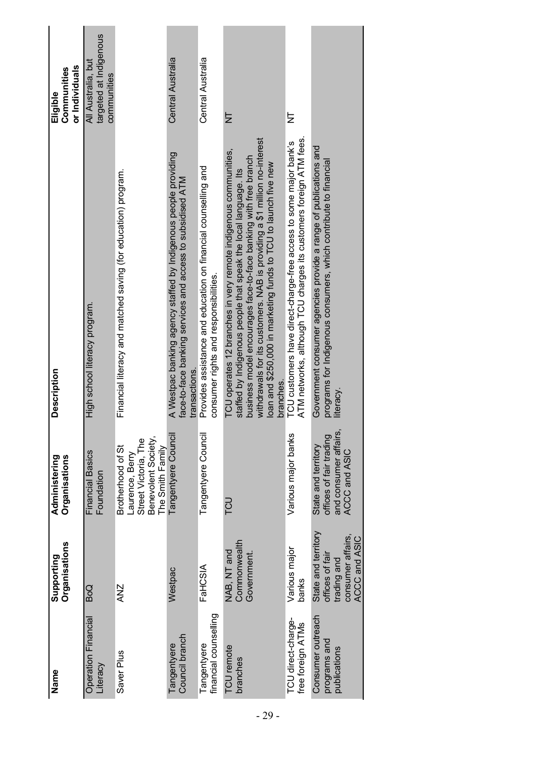| Name | Supporting Organisations | Administering Organisations | Description | Eligible Communities or Individuals |
|---|---|---|---|---|
| Operation Financial Literacy | BoQ | Financial Basics Foundation | High school literacy program. | All Australia, but targeted at Indigenous communities |
| Saver Plus | ANZ | Brotherhood of St Laurence, Berry Street Victoria, The Benevolent Society, The Smith Family | Financial literacy and matched saving (for education) program. | |
| Tangentyere Council branch | Westpac | Tangentyere Council | A Westpac banking agency staffed by Indigenous people providing face-to-face banking services and access to subsidised ATM transactions. | Central Australia |
| Tangentyere financial counselling | FaHCSIA | Tangentyere Council | Provides assistance and education on financial counselling and consumer rights and responsibilities. | Central Australia |
| TCU remote branches | NAB, NT and Commonwealth Government. | TCU | TCU operates 12 branches in very remote indigenous communities, staffed by Indigenous people that speak the local language. Its business model encourages face-to-face banking with free branch withdrawals for its customers. NAB is providing a $1 million no-interest loan and $250,000 in marketing funds to TCU to launch five new branches. | NT |
| TCU direct-charge-free foreign ATMs | Various major banks | Various major banks | TCU customers have direct-charge-free access to some major bank's ATM networks, although TCU charges its customers foreign ATM fees. | NT |
| Consumer outreach programs and publications | State and territory offices of fair trading and consumer affairs, ACCC and ASIC | State and territory offices of fair trading and consumer affairs, ACCC and ASIC | Government consumer agencies provide a range of publications and programs for Indigenous consumers, which contribute to financial literacy. | |